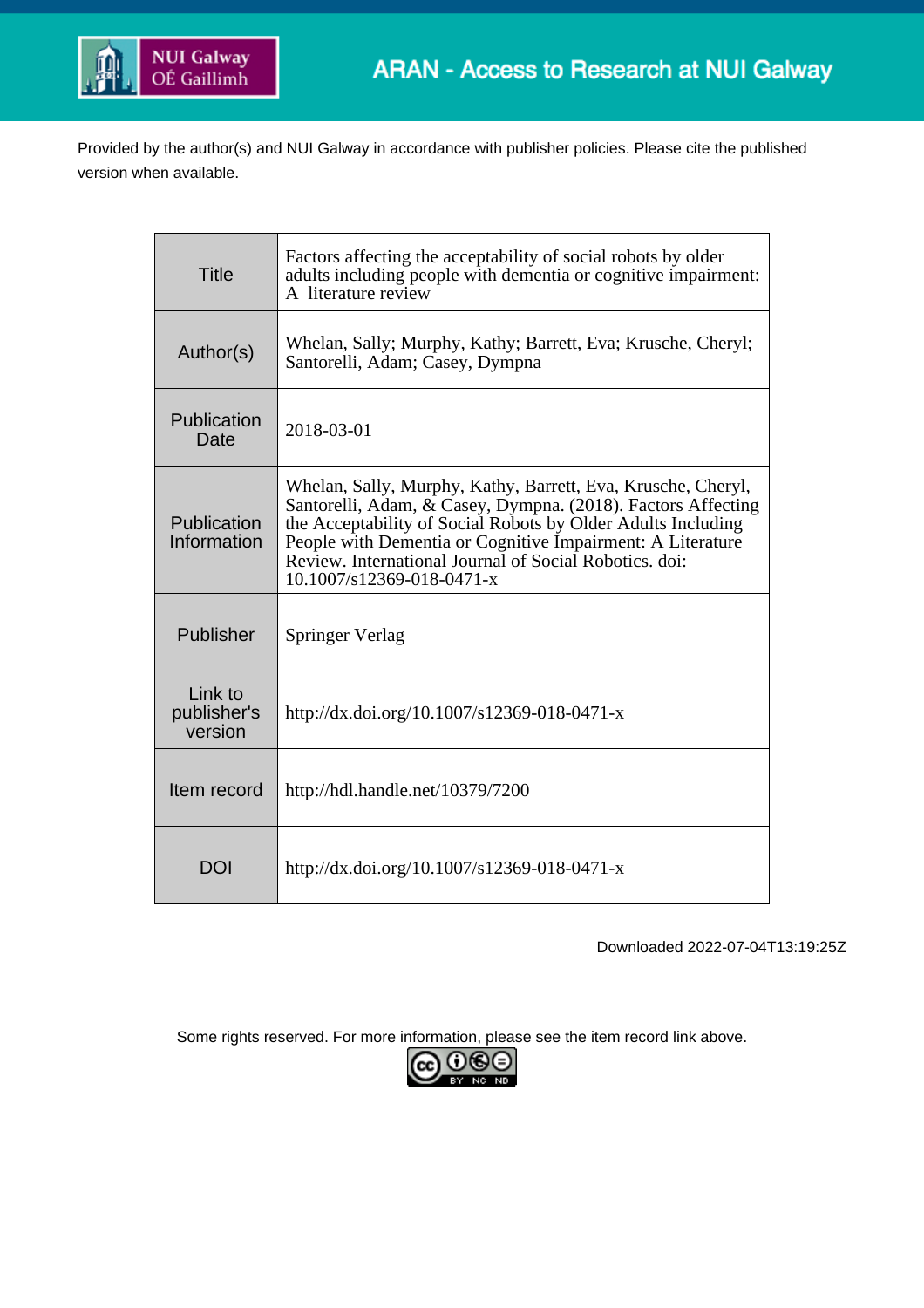NUI Galway
OÉ Gaillimh

ARAN - Access to Research at NUI Galway

Provided by the author(s) and NUI Galway in accordance with publisher policies. Please cite the published version when available.

| | |
|---|---|
| Title | Factors affecting the acceptability of social robots by older adults including people with dementia or cognitive impairment: A literature review |
| Author(s) | Whelan, Sally; Murphy, Kathy; Barrett, Eva; Krusche, Cheryl; Santorelli, Adam; Casey, Dympna |
| Publication Date | 2018-03-01 |
| Publication Information | Whelan, Sally, Murphy, Kathy, Barrett, Eva, Krusche, Cheryl, Santorelli, Adam, & Casey, Dympna. (2018). Factors Affecting the Acceptability of Social Robots by Older Adults Including People with Dementia or Cognitive Impairment: A Literature Review. International Journal of Social Robotics. doi: 10.1007/s12369-018-0471-x |
| Publisher | Springer Verlag |
| Link to publisher's version | http://dx.doi.org/10.1007/s12369-018-0471-x |
| Item record | http://hdl.handle.net/10379/7200 |
| DOI | http://dx.doi.org/10.1007/s12369-018-0471-x |

Downloaded 2022-07-04T13:19:25Z

Some rights reserved. For more information, please see the item record link above.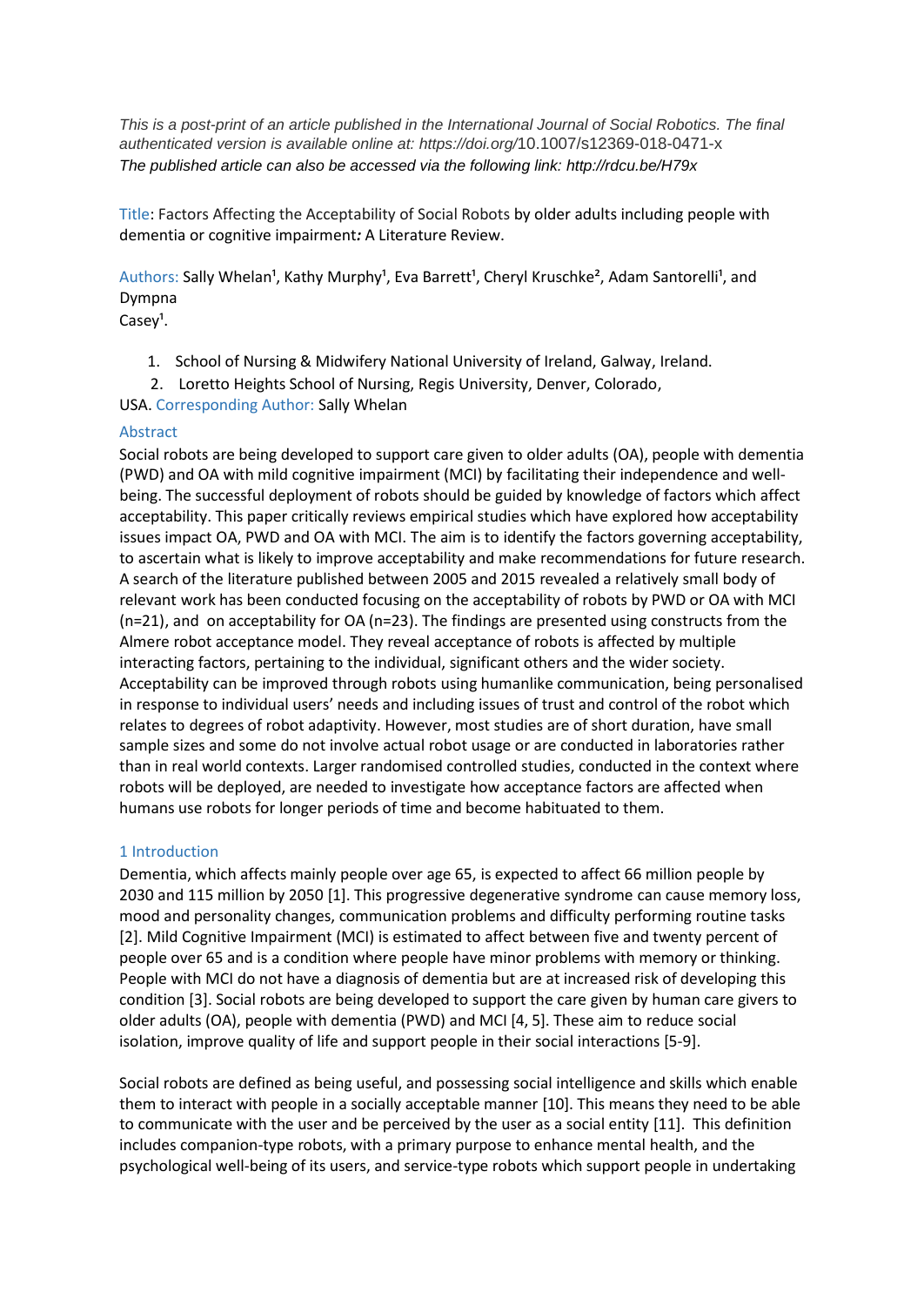*This is a post-print of an article published in the International Journal of Social Robotics. The final authenticated version is available online at: https://doi.org/10.1007/s12369-018-0471-x*
*The published article can also be accessed via the following link: http://rdcu.be/H79x*

Title: Factors Affecting the Acceptability of Social Robots by older adults including people with dementia or cognitive impairment*:* A Literature Review.

Authors: Sally Whelan[1], Kathy Murphy[1], Eva Barrett[1], Cheryl Kruschke[2], Adam Santorelli[1], and Dympna Casey[1].

1. School of Nursing & Midwifery National University of Ireland, Galway, Ireland.
2. Loretto Heights School of Nursing, Regis University, Denver, Colorado, USA.

Corresponding Author: Sally Whelan

## Abstract

Social robots are being developed to support care given to older adults (OA), people with dementia (PWD) and OA with mild cognitive impairment (MCI) by facilitating their independence and well-being. The successful deployment of robots should be guided by knowledge of factors which affect acceptability. This paper critically reviews empirical studies which have explored how acceptability issues impact OA, PWD and OA with MCI. The aim is to identify the factors governing acceptability, to ascertain what is likely to improve acceptability and make recommendations for future research. A search of the literature published between 2005 and 2015 revealed a relatively small body of relevant work has been conducted focusing on the acceptability of robots by PWD or OA with MCI (n=21), and on acceptability for OA (n=23). The findings are presented using constructs from the Almere robot acceptance model. They reveal acceptance of robots is affected by multiple interacting factors, pertaining to the individual, significant others and the wider society. Acceptability can be improved through robots using humanlike communication, being personalised in response to individual users' needs and including issues of trust and control of the robot which relates to degrees of robot adaptivity. However, most studies are of short duration, have small sample sizes and some do not involve actual robot usage or are conducted in laboratories rather than in real world contexts. Larger randomised controlled studies, conducted in the context where robots will be deployed, are needed to investigate how acceptance factors are affected when humans use robots for longer periods of time and become habituated to them.

## 1 Introduction

Dementia, which affects mainly people over age 65, is expected to affect 66 million people by 2030 and 115 million by 2050 [1]. This progressive degenerative syndrome can cause memory loss, mood and personality changes, communication problems and difficulty performing routine tasks [2]. Mild Cognitive Impairment (MCI) is estimated to affect between five and twenty percent of people over 65 and is a condition where people have minor problems with memory or thinking. People with MCI do not have a diagnosis of dementia but are at increased risk of developing this condition [3]. Social robots are being developed to support the care given by human care givers to older adults (OA), people with dementia (PWD) and MCI [4, 5]. These aim to reduce social isolation, improve quality of life and support people in their social interactions [5-9].

Social robots are defined as being useful, and possessing social intelligence and skills which enable them to interact with people in a socially acceptable manner [10]. This means they need to be able to communicate with the user and be perceived by the user as a social entity [11]. This definition includes companion-type robots, with a primary purpose to enhance mental health, and the psychological well-being of its users, and service-type robots which support people in undertaking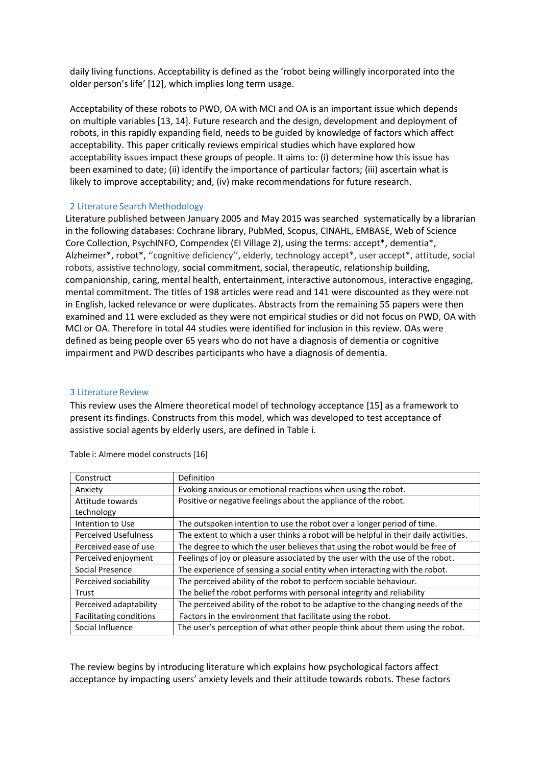daily living functions. Acceptability is defined as the 'robot being willingly incorporated into the older person's life' [12], which implies long term usage.

Acceptability of these robots to PWD, OA with MCI and OA is an important issue which depends on multiple variables [13, 14]. Future research and the design, development and deployment of robots, in this rapidly expanding field, needs to be guided by knowledge of factors which affect acceptability. This paper critically reviews empirical studies which have explored how acceptability issues impact these groups of people. It aims to: (i) determine how this issue has been examined to date; (ii) identify the importance of particular factors; (iii) ascertain what is likely to improve acceptability; and, (iv) make recommendations for future research.

## 2 Literature Search Methodology

Literature published between January 2005 and May 2015 was searched systematically by a librarian in the following databases: Cochrane library, PubMed, Scopus, CINAHL, EMBASE, Web of Science Core Collection, PsychINFO, Compendex (EI Village 2), using the terms: accept*, dementia*, Alzheimer*, robot*, ''cognitive deficiency'', elderly, technology accept*, user accept*, attitude, social robots, assistive technology, social commitment, social, therapeutic, relationship building, companionship, caring, mental health, entertainment, interactive autonomous, interactive engaging, mental commitment. The titles of 198 articles were read and 141 were discounted as they were not in English, lacked relevance or were duplicates. Abstracts from the remaining 55 papers were then examined and 11 were excluded as they were not empirical studies or did not focus on PWD, OA with MCI or OA. Therefore in total 44 studies were identified for inclusion in this review. OAs were defined as being people over 65 years who do not have a diagnosis of dementia or cognitive impairment and PWD describes participants who have a diagnosis of dementia.

## 3 Literature Review

This review uses the Almere theoretical model of technology acceptance [15] as a framework to present its findings. Constructs from this model, which was developed to test acceptance of assistive social agents by elderly users, are defined in Table i.

Table i: Almere model constructs [16]

| Construct | Definition |
|---|---|
| Anxiety | Evoking anxious or emotional reactions when using the robot. |
| Attitude towards technology | Positive or negative feelings about the appliance of the robot. |
| Intention to Use | The outspoken intention to use the robot over a longer period of time. |
| Perceived Usefulness | The extent to which a user thinks a robot will be helpful in their daily activities. |
| Perceived ease of use | The degree to which the user believes that using the robot would be free of |
| Perceived enjoyment | Feelings of joy or pleasure associated by the user with the use of the robot. |
| Social Presence | The experience of sensing a social entity when interacting with the robot. |
| Perceived sociability | The perceived ability of the robot to perform sociable behaviour. |
| Trust | The belief the robot performs with personal integrity and reliability |
| Perceived adaptability | The perceived ability of the robot to be adaptive to the changing needs of the |
| Facilitating conditions | Factors in the environment that facilitate using the robot. |
| Social Influence | The user's perception of what other people think about them using the robot. |

The review begins by introducing literature which explains how psychological factors affect acceptance by impacting users' anxiety levels and their attitude towards robots. These factors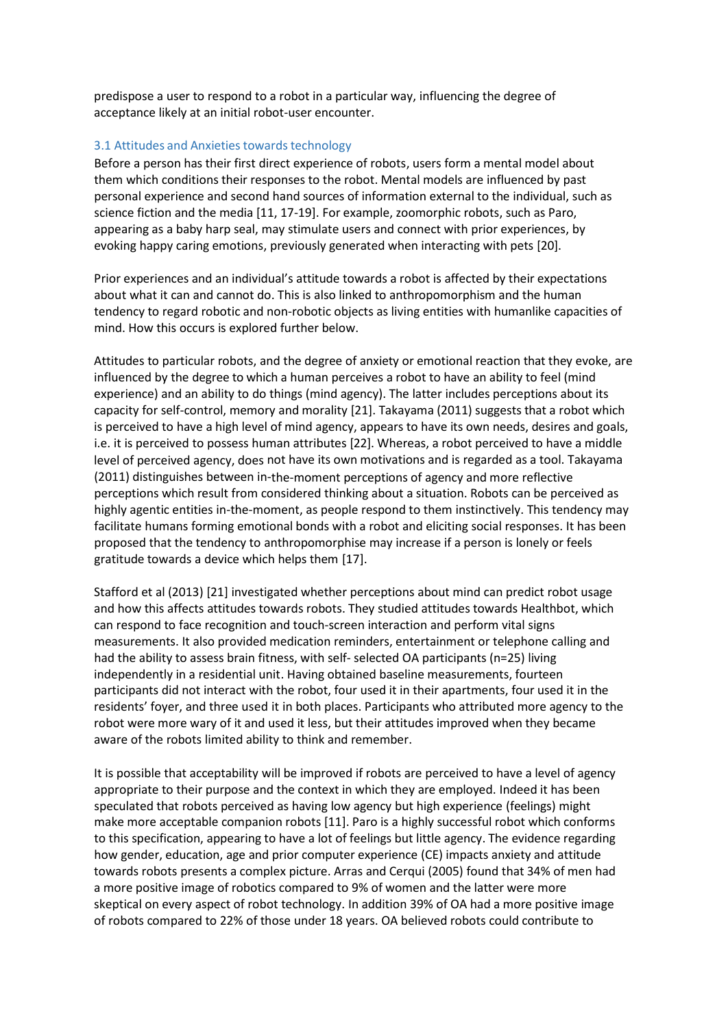predispose a user to respond to a robot in a particular way, influencing the degree of acceptance likely at an initial robot-user encounter.

### 3.1 Attitudes and Anxieties towards technology

Before a person has their first direct experience of robots, users form a mental model about them which conditions their responses to the robot. Mental models are influenced by past personal experience and second hand sources of information external to the individual, such as science fiction and the media [11, 17-19]. For example, zoomorphic robots, such as Paro, appearing as a baby harp seal, may stimulate users and connect with prior experiences, by evoking happy caring emotions, previously generated when interacting with pets [20].

Prior experiences and an individual's attitude towards a robot is affected by their expectations about what it can and cannot do. This is also linked to anthropomorphism and the human tendency to regard robotic and non-robotic objects as living entities with humanlike capacities of mind. How this occurs is explored further below.

Attitudes to particular robots, and the degree of anxiety or emotional reaction that they evoke, are influenced by the degree to which a human perceives a robot to have an ability to feel (mind experience) and an ability to do things (mind agency). The latter includes perceptions about its capacity for self-control, memory and morality [21]. Takayama (2011) suggests that a robot which is perceived to have a high level of mind agency, appears to have its own needs, desires and goals, i.e. it is perceived to possess human attributes [22]. Whereas, a robot perceived to have a middle level of perceived agency, does not have its own motivations and is regarded as a tool. Takayama (2011) distinguishes between in-the-moment perceptions of agency and more reflective perceptions which result from considered thinking about a situation. Robots can be perceived as highly agentic entities in-the-moment, as people respond to them instinctively. This tendency may facilitate humans forming emotional bonds with a robot and eliciting social responses. It has been proposed that the tendency to anthropomorphise may increase if a person is lonely or feels gratitude towards a device which helps them [17].

Stafford et al (2013) [21] investigated whether perceptions about mind can predict robot usage and how this affects attitudes towards robots. They studied attitudes towards Healthbot, which can respond to face recognition and touch-screen interaction and perform vital signs measurements. It also provided medication reminders, entertainment or telephone calling and had the ability to assess brain fitness, with self- selected OA participants (n=25) living independently in a residential unit. Having obtained baseline measurements, fourteen participants did not interact with the robot, four used it in their apartments, four used it in the residents' foyer, and three used it in both places. Participants who attributed more agency to the robot were more wary of it and used it less, but their attitudes improved when they became aware of the robots limited ability to think and remember.

It is possible that acceptability will be improved if robots are perceived to have a level of agency appropriate to their purpose and the context in which they are employed. Indeed it has been speculated that robots perceived as having low agency but high experience (feelings) might make more acceptable companion robots [11]. Paro is a highly successful robot which conforms to this specification, appearing to have a lot of feelings but little agency. The evidence regarding how gender, education, age and prior computer experience (CE) impacts anxiety and attitude towards robots presents a complex picture. Arras and Cerqui (2005) found that 34% of men had a more positive image of robotics compared to 9% of women and the latter were more skeptical on every aspect of robot technology. In addition 39% of OA had a more positive image of robots compared to 22% of those under 18 years. OA believed robots could contribute to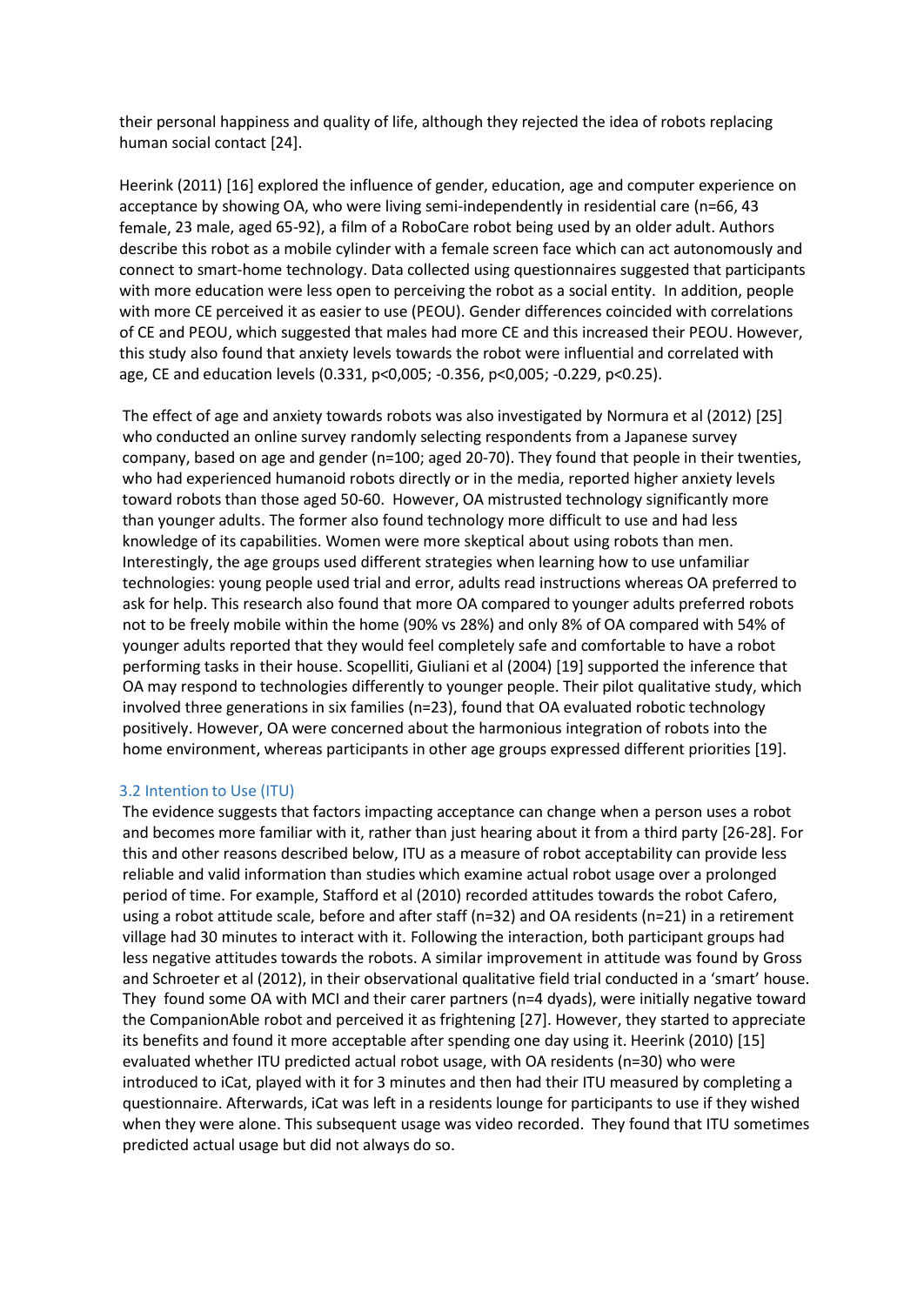their personal happiness and quality of life, although they rejected the idea of robots replacing human social contact [24].

Heerink (2011) [16] explored the influence of gender, education, age and computer experience on acceptance by showing OA, who were living semi-independently in residential care (n=66, 43 female, 23 male, aged 65-92), a film of a RoboCare robot being used by an older adult. Authors describe this robot as a mobile cylinder with a female screen face which can act autonomously and connect to smart-home technology. Data collected using questionnaires suggested that participants with more education were less open to perceiving the robot as a social entity. In addition, people with more CE perceived it as easier to use (PEOU). Gender differences coincided with correlations of CE and PEOU, which suggested that males had more CE and this increased their PEOU. However, this study also found that anxiety levels towards the robot were influential and correlated with age, CE and education levels (0.331, $p<0,005$; -0.356, $p<0,005$; -0.229, $p<0.25$).

The effect of age and anxiety towards robots was also investigated by Normura et al (2012) [25] who conducted an online survey randomly selecting respondents from a Japanese survey company, based on age and gender (n=100; aged 20-70). They found that people in their twenties, who had experienced humanoid robots directly or in the media, reported higher anxiety levels toward robots than those aged 50-60. However, OA mistrusted technology significantly more than younger adults. The former also found technology more difficult to use and had less knowledge of its capabilities. Women were more skeptical about using robots than men. Interestingly, the age groups used different strategies when learning how to use unfamiliar technologies: young people used trial and error, adults read instructions whereas OA preferred to ask for help. This research also found that more OA compared to younger adults preferred robots not to be freely mobile within the home (90% vs 28%) and only 8% of OA compared with 54% of younger adults reported that they would feel completely safe and comfortable to have a robot performing tasks in their house. Scopelliti, Giuliani et al (2004) [19] supported the inference that OA may respond to technologies differently to younger people. Their pilot qualitative study, which involved three generations in six families (n=23), found that OA evaluated robotic technology positively. However, OA were concerned about the harmonious integration of robots into the home environment, whereas participants in other age groups expressed different priorities [19].

### 3.2 Intention to Use (ITU)

The evidence suggests that factors impacting acceptance can change when a person uses a robot and becomes more familiar with it, rather than just hearing about it from a third party [26-28]. For this and other reasons described below, ITU as a measure of robot acceptability can provide less reliable and valid information than studies which examine actual robot usage over a prolonged period of time. For example, Stafford et al (2010) recorded attitudes towards the robot Cafero, using a robot attitude scale, before and after staff (n=32) and OA residents (n=21) in a retirement village had 30 minutes to interact with it. Following the interaction, both participant groups had less negative attitudes towards the robots. A similar improvement in attitude was found by Gross and Schroeter et al (2012), in their observational qualitative field trial conducted in a 'smart' house. They found some OA with MCI and their carer partners (n=4 dyads), were initially negative toward the CompanionAble robot and perceived it as frightening [27]. However, they started to appreciate its benefits and found it more acceptable after spending one day using it. Heerink (2010) [15] evaluated whether ITU predicted actual robot usage, with OA residents (n=30) who were introduced to iCat, played with it for 3 minutes and then had their ITU measured by completing a questionnaire. Afterwards, iCat was left in a residents lounge for participants to use if they wished when they were alone. This subsequent usage was video recorded. They found that ITU sometimes predicted actual usage but did not always do so.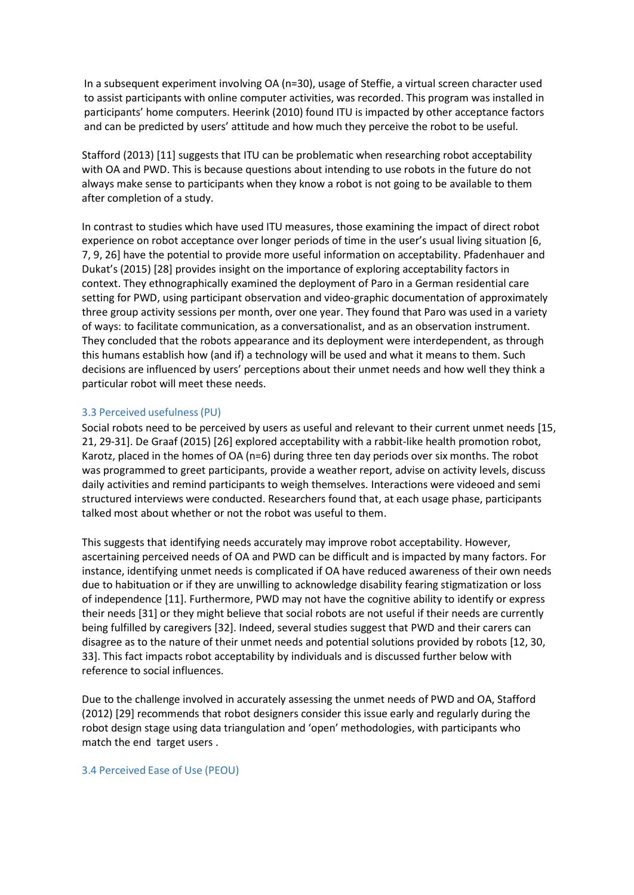In a subsequent experiment involving OA (n=30), usage of Steffie, a virtual screen character used to assist participants with online computer activities, was recorded. This program was installed in participants' home computers. Heerink (2010) found ITU is impacted by other acceptance factors and can be predicted by users' attitude and how much they perceive the robot to be useful.

Stafford (2013) [11] suggests that ITU can be problematic when researching robot acceptability with OA and PWD. This is because questions about intending to use robots in the future do not always make sense to participants when they know a robot is not going to be available to them after completion of a study.

In contrast to studies which have used ITU measures, those examining the impact of direct robot experience on robot acceptance over longer periods of time in the user's usual living situation [6, 7, 9, 26] have the potential to provide more useful information on acceptability. Pfadenhauer and Dukat's (2015) [28] provides insight on the importance of exploring acceptability factors in context. They ethnographically examined the deployment of Paro in a German residential care setting for PWD, using participant observation and video-graphic documentation of approximately three group activity sessions per month, over one year. They found that Paro was used in a variety of ways: to facilitate communication, as a conversationalist, and as an observation instrument. They concluded that the robots appearance and its deployment were interdependent, as through this humans establish how (and if) a technology will be used and what it means to them. Such decisions are influenced by users' perceptions about their unmet needs and how well they think a particular robot will meet these needs.

### 3.3 Perceived usefulness (PU)

Social robots need to be perceived by users as useful and relevant to their current unmet needs [15, 21, 29-31]. De Graaf (2015) [26] explored acceptability with a rabbit-like health promotion robot, Karotz, placed in the homes of OA (n=6) during three ten day periods over six months. The robot was programmed to greet participants, provide a weather report, advise on activity levels, discuss daily activities and remind participants to weigh themselves. Interactions were videoed and semi structured interviews were conducted. Researchers found that, at each usage phase, participants talked most about whether or not the robot was useful to them.

This suggests that identifying needs accurately may improve robot acceptability. However, ascertaining perceived needs of OA and PWD can be difficult and is impacted by many factors. For instance, identifying unmet needs is complicated if OA have reduced awareness of their own needs due to habituation or if they are unwilling to acknowledge disability fearing stigmatization or loss of independence [11]. Furthermore, PWD may not have the cognitive ability to identify or express their needs [31] or they might believe that social robots are not useful if their needs are currently being fulfilled by caregivers [32]. Indeed, several studies suggest that PWD and their carers can disagree as to the nature of their unmet needs and potential solutions provided by robots [12, 30, 33]. This fact impacts robot acceptability by individuals and is discussed further below with reference to social influences.

Due to the challenge involved in accurately assessing the unmet needs of PWD and OA, Stafford (2012) [29] recommends that robot designers consider this issue early and regularly during the robot design stage using data triangulation and 'open' methodologies, with participants who match the end target users .

### 3.4 Perceived Ease of Use (PEOU)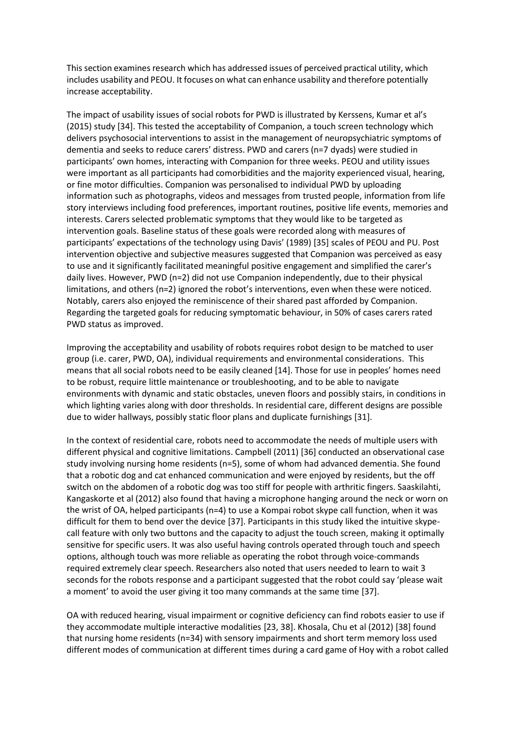This section examines research which has addressed issues of perceived practical utility, which includes usability and PEOU. It focuses on what can enhance usability and therefore potentially increase acceptability.

The impact of usability issues of social robots for PWD is illustrated by Kerssens, Kumar et al's (2015) study [34]. This tested the acceptability of Companion, a touch screen technology which delivers psychosocial interventions to assist in the management of neuropsychiatric symptoms of dementia and seeks to reduce carers' distress. PWD and carers (n=7 dyads) were studied in participants' own homes, interacting with Companion for three weeks. PEOU and utility issues were important as all participants had comorbidities and the majority experienced visual, hearing, or fine motor difficulties. Companion was personalised to individual PWD by uploading information such as photographs, videos and messages from trusted people, information from life story interviews including food preferences, important routines, positive life events, memories and interests. Carers selected problematic symptoms that they would like to be targeted as intervention goals. Baseline status of these goals were recorded along with measures of participants' expectations of the technology using Davis' (1989) [35] scales of PEOU and PU. Post intervention objective and subjective measures suggested that Companion was perceived as easy to use and it significantly facilitated meaningful positive engagement and simplified the carer's daily lives. However, PWD (n=2) did not use Companion independently, due to their physical limitations, and others (n=2) ignored the robot's interventions, even when these were noticed. Notably, carers also enjoyed the reminiscence of their shared past afforded by Companion. Regarding the targeted goals for reducing symptomatic behaviour, in 50% of cases carers rated PWD status as improved.

Improving the acceptability and usability of robots requires robot design to be matched to user group (i.e. carer, PWD, OA), individual requirements and environmental considerations. This means that all social robots need to be easily cleaned [14]. Those for use in peoples' homes need to be robust, require little maintenance or troubleshooting, and to be able to navigate environments with dynamic and static obstacles, uneven floors and possibly stairs, in conditions in which lighting varies along with door thresholds. In residential care, different designs are possible due to wider hallways, possibly static floor plans and duplicate furnishings [31].

In the context of residential care, robots need to accommodate the needs of multiple users with different physical and cognitive limitations. Campbell (2011) [36] conducted an observational case study involving nursing home residents (n=5), some of whom had advanced dementia. She found that a robotic dog and cat enhanced communication and were enjoyed by residents, but the off switch on the abdomen of a robotic dog was too stiff for people with arthritic fingers. Saaskilahti, Kangaskorte et al (2012) also found that having a microphone hanging around the neck or worn on the wrist of OA, helped participants (n=4) to use a Kompai robot skype call function, when it was difficult for them to bend over the device [37]. Participants in this study liked the intuitive skype-call feature with only two buttons and the capacity to adjust the touch screen, making it optimally sensitive for specific users. It was also useful having controls operated through touch and speech options, although touch was more reliable as operating the robot through voice-commands required extremely clear speech. Researchers also noted that users needed to learn to wait 3 seconds for the robots response and a participant suggested that the robot could say 'please wait a moment' to avoid the user giving it too many commands at the same time [37].

OA with reduced hearing, visual impairment or cognitive deficiency can find robots easier to use if they accommodate multiple interactive modalities [23, 38]. Khosala, Chu et al (2012) [38] found that nursing home residents (n=34) with sensory impairments and short term memory loss used different modes of communication at different times during a card game of Hoy with a robot called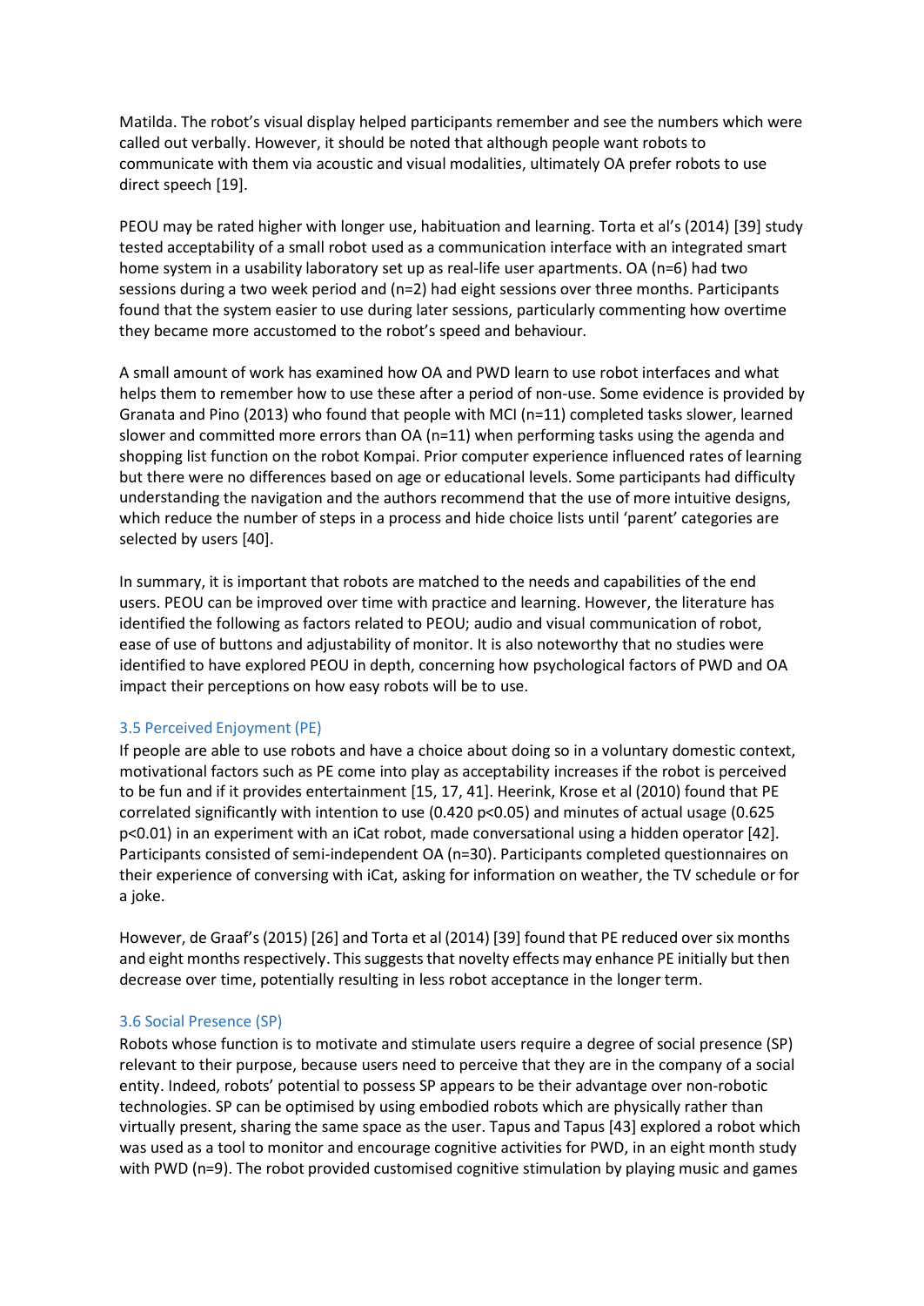Matilda. The robot's visual display helped participants remember and see the numbers which were called out verbally. However, it should be noted that although people want robots to communicate with them via acoustic and visual modalities, ultimately OA prefer robots to use direct speech [19].

PEOU may be rated higher with longer use, habituation and learning. Torta et al's (2014) [39] study tested acceptability of a small robot used as a communication interface with an integrated smart home system in a usability laboratory set up as real-life user apartments. OA (n=6) had two sessions during a two week period and (n=2) had eight sessions over three months. Participants found that the system easier to use during later sessions, particularly commenting how overtime they became more accustomed to the robot's speed and behaviour.

A small amount of work has examined how OA and PWD learn to use robot interfaces and what helps them to remember how to use these after a period of non-use. Some evidence is provided by Granata and Pino (2013) who found that people with MCI (n=11) completed tasks slower, learned slower and committed more errors than OA (n=11) when performing tasks using the agenda and shopping list function on the robot Kompai. Prior computer experience influenced rates of learning but there were no differences based on age or educational levels. Some participants had difficulty understanding the navigation and the authors recommend that the use of more intuitive designs, which reduce the number of steps in a process and hide choice lists until 'parent' categories are selected by users [40].

In summary, it is important that robots are matched to the needs and capabilities of the end users. PEOU can be improved over time with practice and learning. However, the literature has identified the following as factors related to PEOU; audio and visual communication of robot, ease of use of buttons and adjustability of monitor. It is also noteworthy that no studies were identified to have explored PEOU in depth, concerning how psychological factors of PWD and OA impact their perceptions on how easy robots will be to use.

### 3.5 Perceived Enjoyment (PE)

If people are able to use robots and have a choice about doing so in a voluntary domestic context, motivational factors such as PE come into play as acceptability increases if the robot is perceived to be fun and if it provides entertainment [15, 17, 41]. Heerink, Krose et al (2010) found that PE correlated significantly with intention to use (0.420 $p<0.05$) and minutes of actual usage (0.625 $p<0.01$) in an experiment with an iCat robot, made conversational using a hidden operator [42]. Participants consisted of semi-independent OA (n=30). Participants completed questionnaires on their experience of conversing with iCat, asking for information on weather, the TV schedule or for a joke.

However, de Graaf's (2015) [26] and Torta et al (2014) [39] found that PE reduced over six months and eight months respectively. This suggests that novelty effects may enhance PE initially but then decrease over time, potentially resulting in less robot acceptance in the longer term.

### 3.6 Social Presence (SP)

Robots whose function is to motivate and stimulate users require a degree of social presence (SP) relevant to their purpose, because users need to perceive that they are in the company of a social entity. Indeed, robots' potential to possess SP appears to be their advantage over non-robotic technologies. SP can be optimised by using embodied robots which are physically rather than virtually present, sharing the same space as the user. Tapus and Tapus [43] explored a robot which was used as a tool to monitor and encourage cognitive activities for PWD, in an eight month study with PWD (n=9). The robot provided customised cognitive stimulation by playing music and games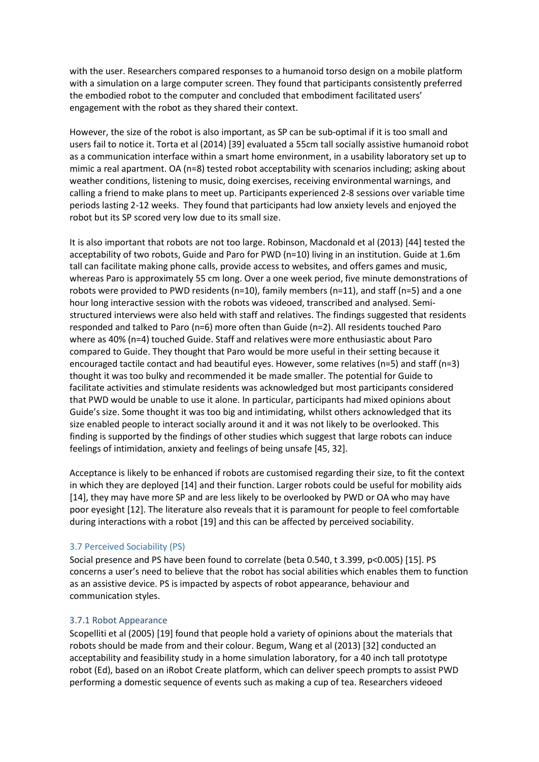with the user. Researchers compared responses to a humanoid torso design on a mobile platform with a simulation on a large computer screen. They found that participants consistently preferred the embodied robot to the computer and concluded that embodiment facilitated users' engagement with the robot as they shared their context.

However, the size of the robot is also important, as SP can be sub-optimal if it is too small and users fail to notice it. Torta et al (2014) [39] evaluated a 55cm tall socially assistive humanoid robot as a communication interface within a smart home environment, in a usability laboratory set up to mimic a real apartment. OA (n=8) tested robot acceptability with scenarios including; asking about weather conditions, listening to music, doing exercises, receiving environmental warnings, and calling a friend to make plans to meet up. Participants experienced 2-8 sessions over variable time periods lasting 2-12 weeks. They found that participants had low anxiety levels and enjoyed the robot but its SP scored very low due to its small size.

It is also important that robots are not too large. Robinson, Macdonald et al (2013) [44] tested the acceptability of two robots, Guide and Paro for PWD (n=10) living in an institution. Guide at 1.6m tall can facilitate making phone calls, provide access to websites, and offers games and music, whereas Paro is approximately 55 cm long. Over a one week period, five minute demonstrations of robots were provided to PWD residents (n=10), family members (n=11), and staff (n=5) and a one hour long interactive session with the robots was videoed, transcribed and analysed. Semi-structured interviews were also held with staff and relatives. The findings suggested that residents responded and talked to Paro (n=6) more often than Guide (n=2). All residents touched Paro where as 40% (n=4) touched Guide. Staff and relatives were more enthusiastic about Paro compared to Guide. They thought that Paro would be more useful in their setting because it encouraged tactile contact and had beautiful eyes. However, some relatives (n=5) and staff (n=3) thought it was too bulky and recommended it be made smaller. The potential for Guide to facilitate activities and stimulate residents was acknowledged but most participants considered that PWD would be unable to use it alone. In particular, participants had mixed opinions about Guide's size. Some thought it was too big and intimidating, whilst others acknowledged that its size enabled people to interact socially around it and it was not likely to be overlooked. This finding is supported by the findings of other studies which suggest that large robots can induce feelings of intimidation, anxiety and feelings of being unsafe [45, 32].

Acceptance is likely to be enhanced if robots are customised regarding their size, to fit the context in which they are deployed [14] and their function. Larger robots could be useful for mobility aids [14], they may have more SP and are less likely to be overlooked by PWD or OA who may have poor eyesight [12]. The literature also reveals that it is paramount for people to feel comfortable during interactions with a robot [19] and this can be affected by perceived sociability.

### 3.7 Perceived Sociability (PS)

Social presence and PS have been found to correlate (beta 0.540, t 3.399, $p<0.005$) [15]. PS concerns a user's need to believe that the robot has social abilities which enables them to function as an assistive device. PS is impacted by aspects of robot appearance, behaviour and communication styles.

#### 3.7.1 Robot Appearance

Scopelliti et al (2005) [19] found that people hold a variety of opinions about the materials that robots should be made from and their colour. Begum, Wang et al (2013) [32] conducted an acceptability and feasibility study in a home simulation laboratory, for a 40 inch tall prototype robot (Ed), based on an iRobot Create platform, which can deliver speech prompts to assist PWD performing a domestic sequence of events such as making a cup of tea. Researchers videoed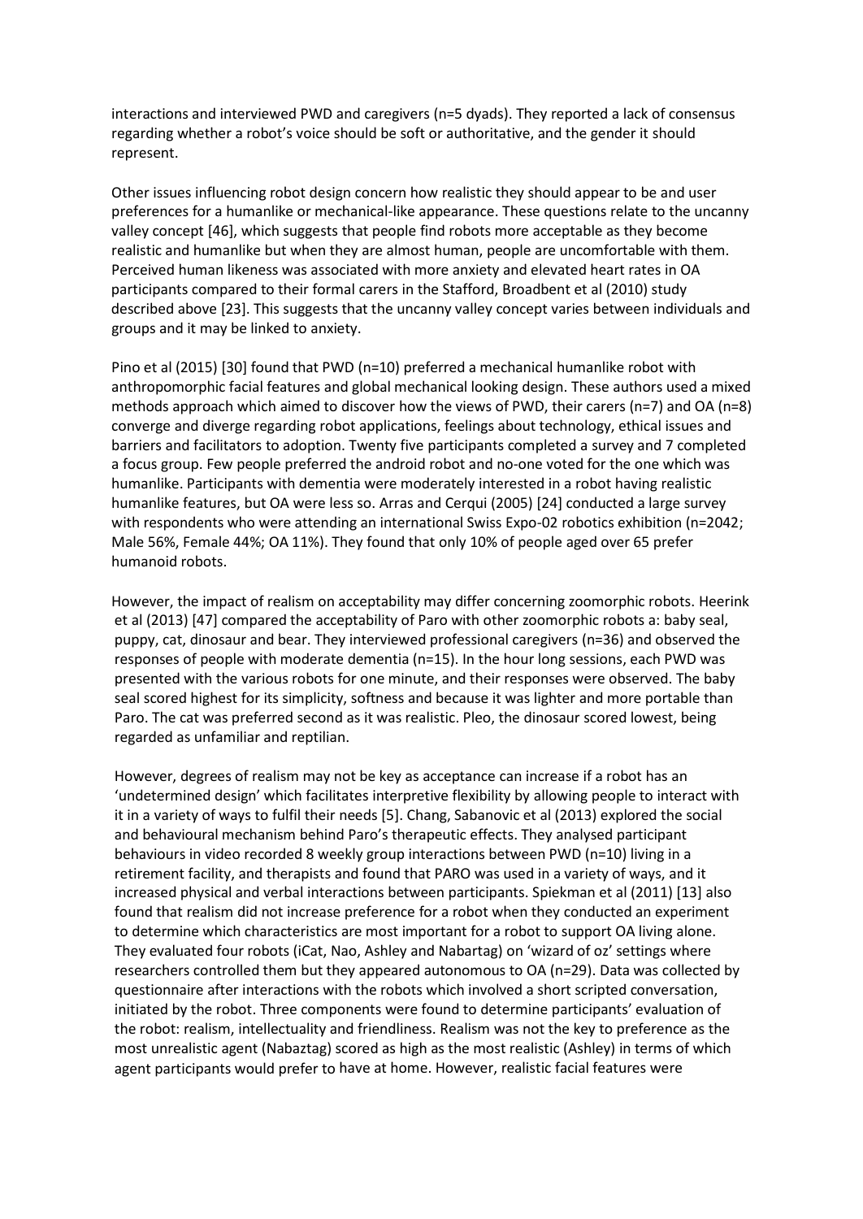interactions and interviewed PWD and caregivers (n=5 dyads). They reported a lack of consensus regarding whether a robot's voice should be soft or authoritative, and the gender it should represent.

Other issues influencing robot design concern how realistic they should appear to be and user preferences for a humanlike or mechanical-like appearance. These questions relate to the uncanny valley concept [46], which suggests that people find robots more acceptable as they become realistic and humanlike but when they are almost human, people are uncomfortable with them. Perceived human likeness was associated with more anxiety and elevated heart rates in OA participants compared to their formal carers in the Stafford, Broadbent et al (2010) study described above [23]. This suggests that the uncanny valley concept varies between individuals and groups and it may be linked to anxiety.

Pino et al (2015) [30] found that PWD (n=10) preferred a mechanical humanlike robot with anthropomorphic facial features and global mechanical looking design. These authors used a mixed methods approach which aimed to discover how the views of PWD, their carers (n=7) and OA (n=8) converge and diverge regarding robot applications, feelings about technology, ethical issues and barriers and facilitators to adoption. Twenty five participants completed a survey and 7 completed a focus group. Few people preferred the android robot and no-one voted for the one which was humanlike. Participants with dementia were moderately interested in a robot having realistic humanlike features, but OA were less so. Arras and Cerqui (2005) [24] conducted a large survey with respondents who were attending an international Swiss Expo-02 robotics exhibition (n=2042; Male 56%, Female 44%; OA 11%). They found that only 10% of people aged over 65 prefer humanoid robots.

However, the impact of realism on acceptability may differ concerning zoomorphic robots. Heerink et al (2013) [47] compared the acceptability of Paro with other zoomorphic robots a: baby seal, puppy, cat, dinosaur and bear. They interviewed professional caregivers (n=36) and observed the responses of people with moderate dementia (n=15). In the hour long sessions, each PWD was presented with the various robots for one minute, and their responses were observed. The baby seal scored highest for its simplicity, softness and because it was lighter and more portable than Paro. The cat was preferred second as it was realistic. Pleo, the dinosaur scored lowest, being regarded as unfamiliar and reptilian.

However, degrees of realism may not be key as acceptance can increase if a robot has an 'undetermined design' which facilitates interpretive flexibility by allowing people to interact with it in a variety of ways to fulfil their needs [5]. Chang, Sabanovic et al (2013) explored the social and behavioural mechanism behind Paro's therapeutic effects. They analysed participant behaviours in video recorded 8 weekly group interactions between PWD (n=10) living in a retirement facility, and therapists and found that PARO was used in a variety of ways, and it increased physical and verbal interactions between participants. Spiekman et al (2011) [13] also found that realism did not increase preference for a robot when they conducted an experiment to determine which characteristics are most important for a robot to support OA living alone. They evaluated four robots (iCat, Nao, Ashley and Nabartag) on 'wizard of oz' settings where researchers controlled them but they appeared autonomous to OA (n=29). Data was collected by questionnaire after interactions with the robots which involved a short scripted conversation, initiated by the robot. Three components were found to determine participants' evaluation of the robot: realism, intellectuality and friendliness. Realism was not the key to preference as the most unrealistic agent (Nabaztag) scored as high as the most realistic (Ashley) in terms of which agent participants would prefer to have at home. However, realistic facial features were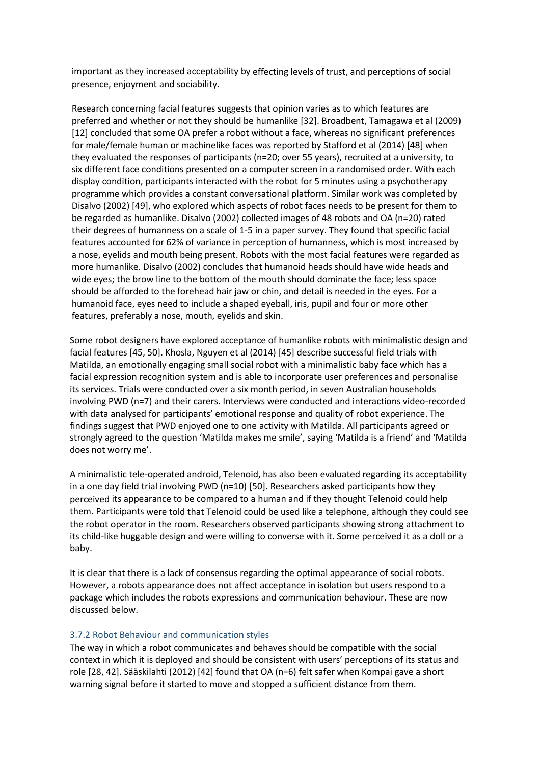important as they increased acceptability by effecting levels of trust, and perceptions of social presence, enjoyment and sociability.

Research concerning facial features suggests that opinion varies as to which features are preferred and whether or not they should be humanlike [32]. Broadbent, Tamagawa et al (2009) [12] concluded that some OA prefer a robot without a face, whereas no significant preferences for male/female human or machinelike faces was reported by Stafford et al (2014) [48] when they evaluated the responses of participants (n=20; over 55 years), recruited at a university, to six different face conditions presented on a computer screen in a randomised order. With each display condition, participants interacted with the robot for 5 minutes using a psychotherapy programme which provides a constant conversational platform. Similar work was completed by Disalvo (2002) [49], who explored which aspects of robot faces needs to be present for them to be regarded as humanlike. Disalvo (2002) collected images of 48 robots and OA (n=20) rated their degrees of humanness on a scale of 1-5 in a paper survey. They found that specific facial features accounted for 62% of variance in perception of humanness, which is most increased by a nose, eyelids and mouth being present. Robots with the most facial features were regarded as more humanlike. Disalvo (2002) concludes that humanoid heads should have wide heads and wide eyes; the brow line to the bottom of the mouth should dominate the face; less space should be afforded to the forehead hair jaw or chin, and detail is needed in the eyes. For a humanoid face, eyes need to include a shaped eyeball, iris, pupil and four or more other features, preferably a nose, mouth, eyelids and skin.

Some robot designers have explored acceptance of humanlike robots with minimalistic design and facial features [45, 50]. Khosla, Nguyen et al (2014) [45] describe successful field trials with Matilda, an emotionally engaging small social robot with a minimalistic baby face which has a facial expression recognition system and is able to incorporate user preferences and personalise its services. Trials were conducted over a six month period, in seven Australian households involving PWD (n=7) and their carers. Interviews were conducted and interactions video-recorded with data analysed for participants' emotional response and quality of robot experience. The findings suggest that PWD enjoyed one to one activity with Matilda. All participants agreed or strongly agreed to the question 'Matilda makes me smile', saying 'Matilda is a friend' and 'Matilda does not worry me'.

A minimalistic tele-operated android, Telenoid, has also been evaluated regarding its acceptability in a one day field trial involving PWD (n=10) [50]. Researchers asked participants how they perceived its appearance to be compared to a human and if they thought Telenoid could help them. Participants were told that Telenoid could be used like a telephone, although they could see the robot operator in the room. Researchers observed participants showing strong attachment to its child-like huggable design and were willing to converse with it. Some perceived it as a doll or a baby.

It is clear that there is a lack of consensus regarding the optimal appearance of social robots. However, a robots appearance does not affect acceptance in isolation but users respond to a package which includes the robots expressions and communication behaviour. These are now discussed below.

### 3.7.2 Robot Behaviour and communication styles

The way in which a robot communicates and behaves should be compatible with the social context in which it is deployed and should be consistent with users' perceptions of its status and role [28, 42]. Sääskilahti (2012) [42] found that OA (n=6) felt safer when Kompai gave a short warning signal before it started to move and stopped a sufficient distance from them.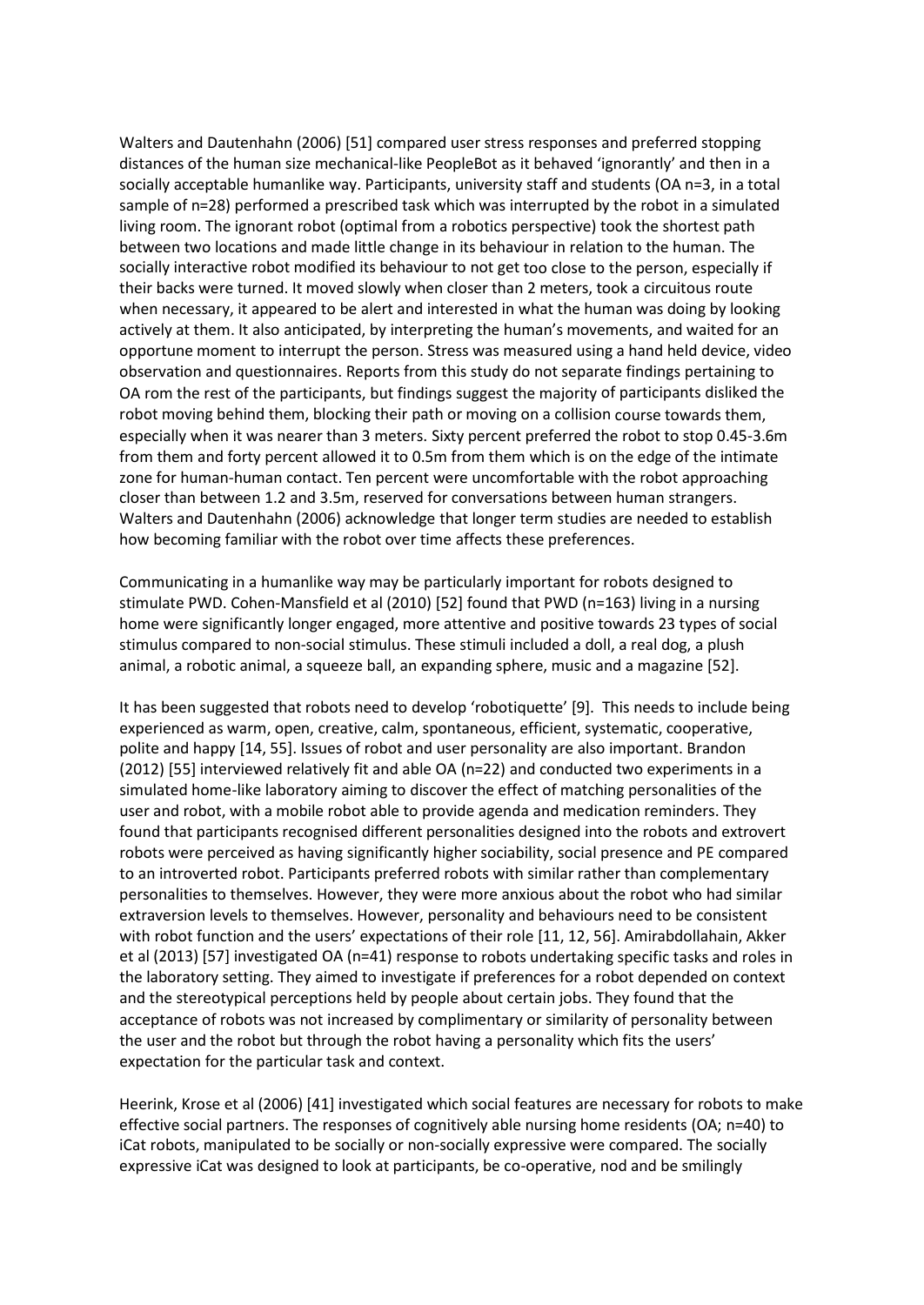Walters and Dautenhahn (2006) [51] compared user stress responses and preferred stopping distances of the human size mechanical-like PeopleBot as it behaved 'ignorantly' and then in a socially acceptable humanlike way. Participants, university staff and students (OA n=3, in a total sample of n=28) performed a prescribed task which was interrupted by the robot in a simulated living room. The ignorant robot (optimal from a robotics perspective) took the shortest path between two locations and made little change in its behaviour in relation to the human. The socially interactive robot modified its behaviour to not get too close to the person, especially if their backs were turned. It moved slowly when closer than 2 meters, took a circuitous route when necessary, it appeared to be alert and interested in what the human was doing by looking actively at them. It also anticipated, by interpreting the human's movements, and waited for an opportune moment to interrupt the person. Stress was measured using a hand held device, video observation and questionnaires. Reports from this study do not separate findings pertaining to OA rom the rest of the participants, but findings suggest the majority of participants disliked the robot moving behind them, blocking their path or moving on a collision course towards them, especially when it was nearer than 3 meters. Sixty percent preferred the robot to stop 0.45-3.6m from them and forty percent allowed it to 0.5m from them which is on the edge of the intimate zone for human-human contact. Ten percent were uncomfortable with the robot approaching closer than between 1.2 and 3.5m, reserved for conversations between human strangers. Walters and Dautenhahn (2006) acknowledge that longer term studies are needed to establish how becoming familiar with the robot over time affects these preferences.

Communicating in a humanlike way may be particularly important for robots designed to stimulate PWD. Cohen-Mansfield et al (2010) [52] found that PWD (n=163) living in a nursing home were significantly longer engaged, more attentive and positive towards 23 types of social stimulus compared to non-social stimulus. These stimuli included a doll, a real dog, a plush animal, a robotic animal, a squeeze ball, an expanding sphere, music and a magazine [52].

It has been suggested that robots need to develop 'robotiquette' [9]. This needs to include being experienced as warm, open, creative, calm, spontaneous, efficient, systematic, cooperative, polite and happy [14, 55]. Issues of robot and user personality are also important. Brandon (2012) [55] interviewed relatively fit and able OA (n=22) and conducted two experiments in a simulated home-like laboratory aiming to discover the effect of matching personalities of the user and robot, with a mobile robot able to provide agenda and medication reminders. They found that participants recognised different personalities designed into the robots and extrovert robots were perceived as having significantly higher sociability, social presence and PE compared to an introverted robot. Participants preferred robots with similar rather than complementary personalities to themselves. However, they were more anxious about the robot who had similar extraversion levels to themselves. However, personality and behaviours need to be consistent with robot function and the users' expectations of their role [11, 12, 56]. Amirabdollahain, Akker et al (2013) [57] investigated OA (n=41) response to robots undertaking specific tasks and roles in the laboratory setting. They aimed to investigate if preferences for a robot depended on context and the stereotypical perceptions held by people about certain jobs. They found that the acceptance of robots was not increased by complimentary or similarity of personality between the user and the robot but through the robot having a personality which fits the users' expectation for the particular task and context.

Heerink, Krose et al (2006) [41] investigated which social features are necessary for robots to make effective social partners. The responses of cognitively able nursing home residents (OA; n=40) to iCat robots, manipulated to be socially or non-socially expressive were compared. The socially expressive iCat was designed to look at participants, be co-operative, nod and be smilingly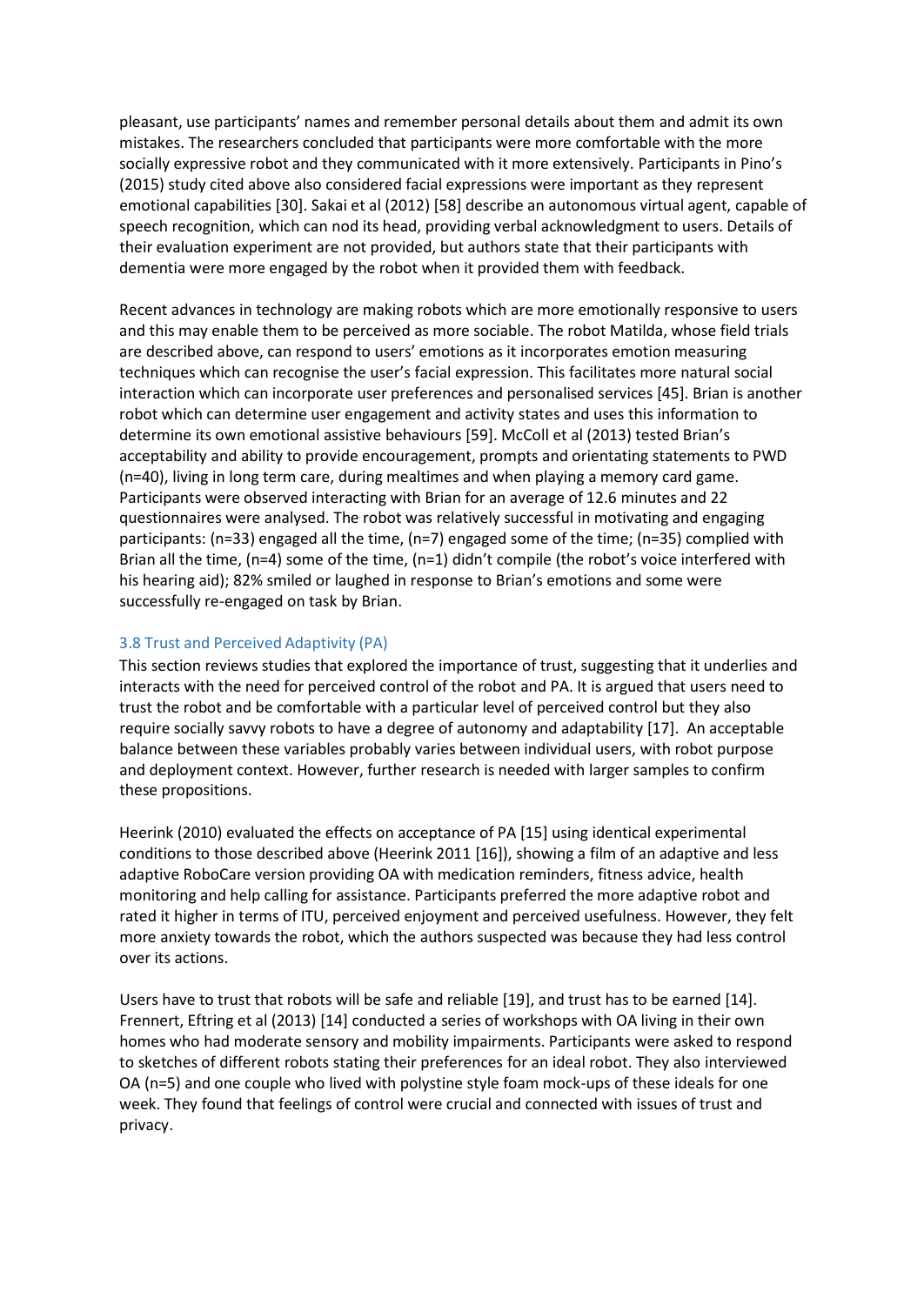pleasant, use participants' names and remember personal details about them and admit its own mistakes. The researchers concluded that participants were more comfortable with the more socially expressive robot and they communicated with it more extensively. Participants in Pino's (2015) study cited above also considered facial expressions were important as they represent emotional capabilities [30]. Sakai et al (2012) [58] describe an autonomous virtual agent, capable of speech recognition, which can nod its head, providing verbal acknowledgment to users. Details of their evaluation experiment are not provided, but authors state that their participants with dementia were more engaged by the robot when it provided them with feedback.

Recent advances in technology are making robots which are more emotionally responsive to users and this may enable them to be perceived as more sociable. The robot Matilda, whose field trials are described above, can respond to users' emotions as it incorporates emotion measuring techniques which can recognise the user's facial expression. This facilitates more natural social interaction which can incorporate user preferences and personalised services [45]. Brian is another robot which can determine user engagement and activity states and uses this information to determine its own emotional assistive behaviours [59]. McColl et al (2013) tested Brian's acceptability and ability to provide encouragement, prompts and orientating statements to PWD (n=40), living in long term care, during mealtimes and when playing a memory card game. Participants were observed interacting with Brian for an average of 12.6 minutes and 22 questionnaires were analysed. The robot was relatively successful in motivating and engaging participants: (n=33) engaged all the time, (n=7) engaged some of the time; (n=35) complied with Brian all the time, (n=4) some of the time, (n=1) didn't compile (the robot's voice interfered with his hearing aid); 82% smiled or laughed in response to Brian's emotions and some were successfully re-engaged on task by Brian.

### 3.8 Trust and Perceived Adaptivity (PA)

This section reviews studies that explored the importance of trust, suggesting that it underlies and interacts with the need for perceived control of the robot and PA. It is argued that users need to trust the robot and be comfortable with a particular level of perceived control but they also require socially savvy robots to have a degree of autonomy and adaptability [17]. An acceptable balance between these variables probably varies between individual users, with robot purpose and deployment context. However, further research is needed with larger samples to confirm these propositions.

Heerink (2010) evaluated the effects on acceptance of PA [15] using identical experimental conditions to those described above (Heerink 2011 [16]), showing a film of an adaptive and less adaptive RoboCare version providing OA with medication reminders, fitness advice, health monitoring and help calling for assistance. Participants preferred the more adaptive robot and rated it higher in terms of ITU, perceived enjoyment and perceived usefulness. However, they felt more anxiety towards the robot, which the authors suspected was because they had less control over its actions.

Users have to trust that robots will be safe and reliable [19], and trust has to be earned [14]. Frennert, Eftring et al (2013) [14] conducted a series of workshops with OA living in their own homes who had moderate sensory and mobility impairments. Participants were asked to respond to sketches of different robots stating their preferences for an ideal robot. They also interviewed OA (n=5) and one couple who lived with polystine style foam mock-ups of these ideals for one week. They found that feelings of control were crucial and connected with issues of trust and privacy.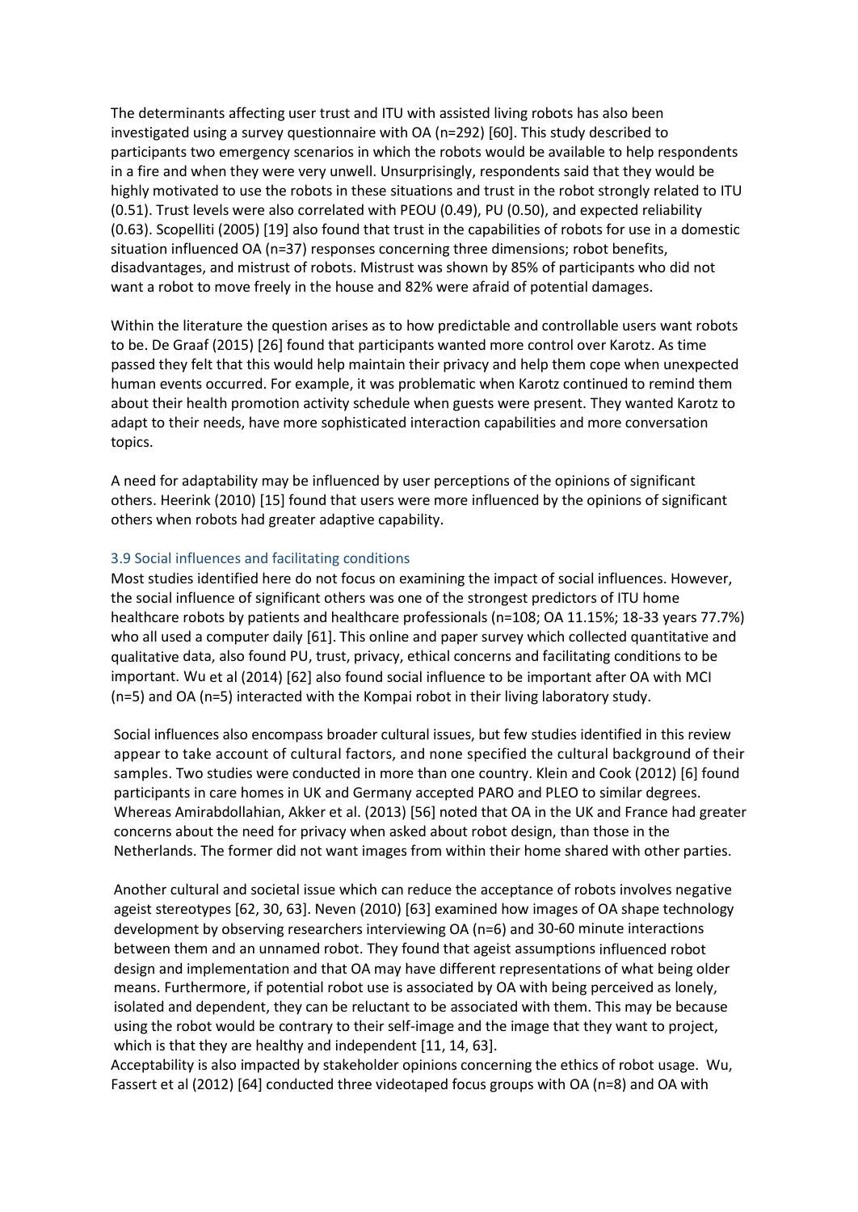The determinants affecting user trust and ITU with assisted living robots has also been investigated using a survey questionnaire with OA (n=292) [60]. This study described to participants two emergency scenarios in which the robots would be available to help respondents in a fire and when they were very unwell. Unsurprisingly, respondents said that they would be highly motivated to use the robots in these situations and trust in the robot strongly related to ITU (0.51). Trust levels were also correlated with PEOU (0.49), PU (0.50), and expected reliability (0.63). Scopelliti (2005) [19] also found that trust in the capabilities of robots for use in a domestic situation influenced OA (n=37) responses concerning three dimensions; robot benefits, disadvantages, and mistrust of robots. Mistrust was shown by 85% of participants who did not want a robot to move freely in the house and 82% were afraid of potential damages.

Within the literature the question arises as to how predictable and controllable users want robots to be. De Graaf (2015) [26] found that participants wanted more control over Karotz. As time passed they felt that this would help maintain their privacy and help them cope when unexpected human events occurred. For example, it was problematic when Karotz continued to remind them about their health promotion activity schedule when guests were present. They wanted Karotz to adapt to their needs, have more sophisticated interaction capabilities and more conversation topics.

A need for adaptability may be influenced by user perceptions of the opinions of significant others. Heerink (2010) [15] found that users were more influenced by the opinions of significant others when robots had greater adaptive capability.

### 3.9 Social influences and facilitating conditions

Most studies identified here do not focus on examining the impact of social influences. However, the social influence of significant others was one of the strongest predictors of ITU home healthcare robots by patients and healthcare professionals (n=108; OA 11.15%; 18-33 years 77.7%) who all used a computer daily [61]. This online and paper survey which collected quantitative and qualitative data, also found PU, trust, privacy, ethical concerns and facilitating conditions to be important. Wu et al (2014) [62] also found social influence to be important after OA with MCI (n=5) and OA (n=5) interacted with the Kompai robot in their living laboratory study.

Social influences also encompass broader cultural issues, but few studies identified in this review appear to take account of cultural factors, and none specified the cultural background of their samples. Two studies were conducted in more than one country. Klein and Cook (2012) [6] found participants in care homes in UK and Germany accepted PARO and PLEO to similar degrees. Whereas Amirabdollahian, Akker et al. (2013) [56] noted that OA in the UK and France had greater concerns about the need for privacy when asked about robot design, than those in the Netherlands. The former did not want images from within their home shared with other parties.

Another cultural and societal issue which can reduce the acceptance of robots involves negative ageist stereotypes [62, 30, 63]. Neven (2010) [63] examined how images of OA shape technology development by observing researchers interviewing OA (n=6) and 30-60 minute interactions between them and an unnamed robot. They found that ageist assumptions influenced robot design and implementation and that OA may have different representations of what being older means. Furthermore, if potential robot use is associated by OA with being perceived as lonely, isolated and dependent, they can be reluctant to be associated with them. This may be because using the robot would be contrary to their self-image and the image that they want to project, which is that they are healthy and independent [11, 14, 63].

Acceptability is also impacted by stakeholder opinions concerning the ethics of robot usage. Wu, Fassert et al (2012) [64] conducted three videotaped focus groups with OA (n=8) and OA with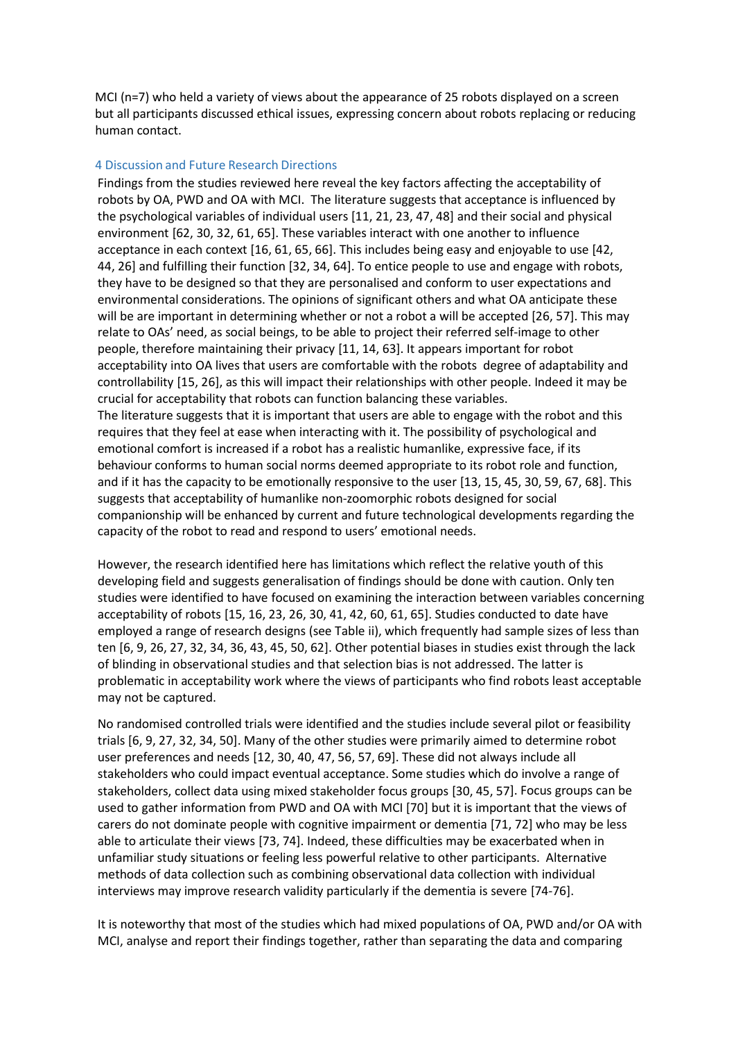MCI (n=7) who held a variety of views about the appearance of 25 robots displayed on a screen but all participants discussed ethical issues, expressing concern about robots replacing or reducing human contact.

## 4 Discussion and Future Research Directions

Findings from the studies reviewed here reveal the key factors affecting the acceptability of robots by OA, PWD and OA with MCI. The literature suggests that acceptance is influenced by the psychological variables of individual users [11, 21, 23, 47, 48] and their social and physical environment [62, 30, 32, 61, 65]. These variables interact with one another to influence acceptance in each context [16, 61, 65, 66]. This includes being easy and enjoyable to use [42, 44, 26] and fulfilling their function [32, 34, 64]. To entice people to use and engage with robots, they have to be designed so that they are personalised and conform to user expectations and environmental considerations. The opinions of significant others and what OA anticipate these will be are important in determining whether or not a robot a will be accepted [26, 57]. This may relate to OAs' need, as social beings, to be able to project their referred self-image to other people, therefore maintaining their privacy [11, 14, 63]. It appears important for robot acceptability into OA lives that users are comfortable with the robots degree of adaptability and controllability [15, 26], as this will impact their relationships with other people. Indeed it may be crucial for acceptability that robots can function balancing these variables.

The literature suggests that it is important that users are able to engage with the robot and this requires that they feel at ease when interacting with it. The possibility of psychological and emotional comfort is increased if a robot has a realistic humanlike, expressive face, if its behaviour conforms to human social norms deemed appropriate to its robot role and function, and if it has the capacity to be emotionally responsive to the user [13, 15, 45, 30, 59, 67, 68]. This suggests that acceptability of humanlike non-zoomorphic robots designed for social companionship will be enhanced by current and future technological developments regarding the capacity of the robot to read and respond to users' emotional needs.

However, the research identified here has limitations which reflect the relative youth of this developing field and suggests generalisation of findings should be done with caution. Only ten studies were identified to have focused on examining the interaction between variables concerning acceptability of robots [15, 16, 23, 26, 30, 41, 42, 60, 61, 65]. Studies conducted to date have employed a range of research designs (see Table ii), which frequently had sample sizes of less than ten [6, 9, 26, 27, 32, 34, 36, 43, 45, 50, 62]. Other potential biases in studies exist through the lack of blinding in observational studies and that selection bias is not addressed. The latter is problematic in acceptability work where the views of participants who find robots least acceptable may not be captured.

No randomised controlled trials were identified and the studies include several pilot or feasibility trials [6, 9, 27, 32, 34, 50]. Many of the other studies were primarily aimed to determine robot user preferences and needs [12, 30, 40, 47, 56, 57, 69]. These did not always include all stakeholders who could impact eventual acceptance. Some studies which do involve a range of stakeholders, collect data using mixed stakeholder focus groups [30, 45, 57]. Focus groups can be used to gather information from PWD and OA with MCI [70] but it is important that the views of carers do not dominate people with cognitive impairment or dementia [71, 72] who may be less able to articulate their views [73, 74]. Indeed, these difficulties may be exacerbated when in unfamiliar study situations or feeling less powerful relative to other participants. Alternative methods of data collection such as combining observational data collection with individual interviews may improve research validity particularly if the dementia is severe [74-76].

It is noteworthy that most of the studies which had mixed populations of OA, PWD and/or OA with MCI, analyse and report their findings together, rather than separating the data and comparing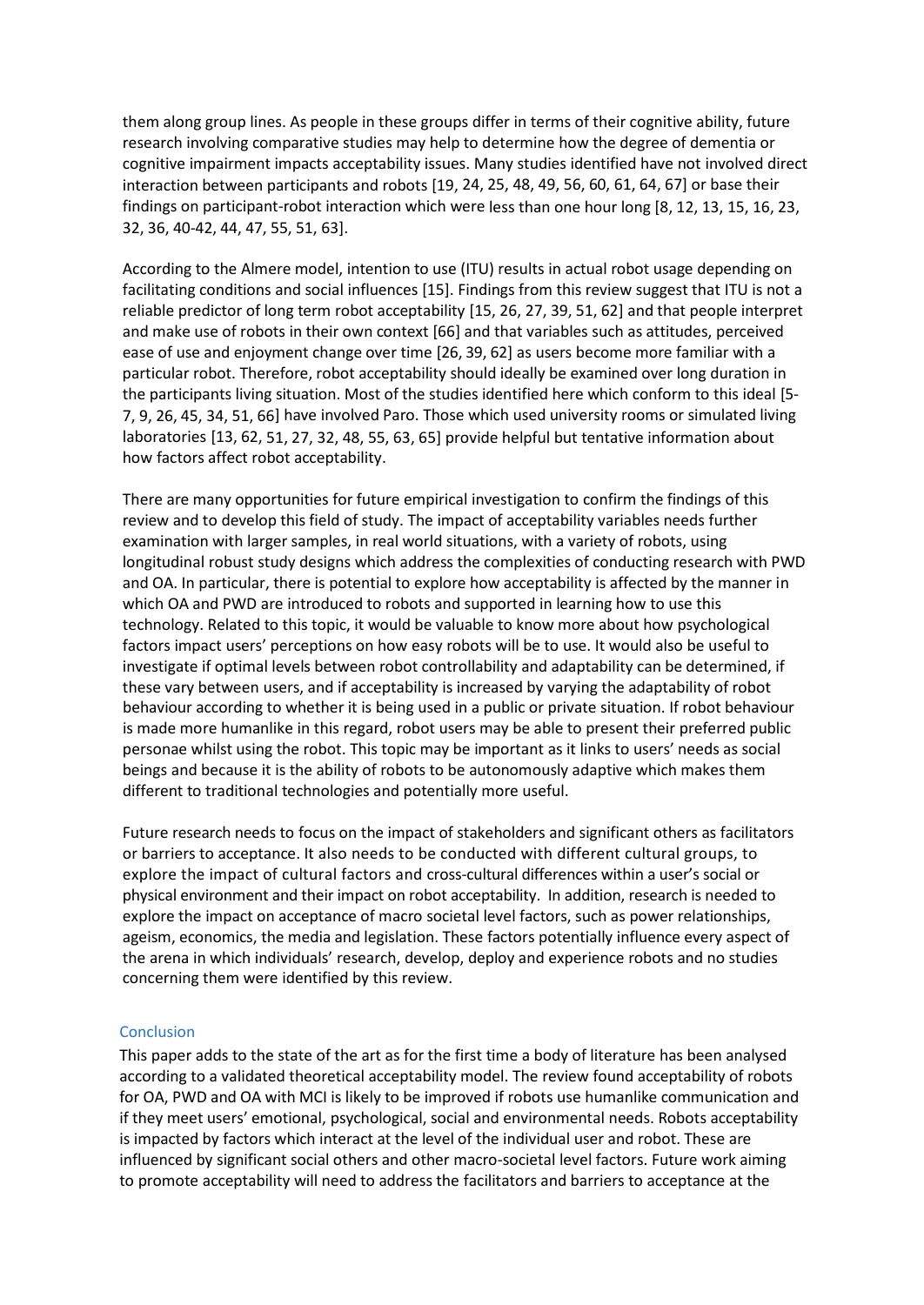them along group lines. As people in these groups differ in terms of their cognitive ability, future research involving comparative studies may help to determine how the degree of dementia or cognitive impairment impacts acceptability issues. Many studies identified have not involved direct interaction between participants and robots [19, 24, 25, 48, 49, 56, 60, 61, 64, 67] or base their findings on participant-robot interaction which were less than one hour long [8, 12, 13, 15, 16, 23, 32, 36, 40-42, 44, 47, 55, 51, 63].

According to the Almere model, intention to use (ITU) results in actual robot usage depending on facilitating conditions and social influences [15]. Findings from this review suggest that ITU is not a reliable predictor of long term robot acceptability [15, 26, 27, 39, 51, 62] and that people interpret and make use of robots in their own context [66] and that variables such as attitudes, perceived ease of use and enjoyment change over time [26, 39, 62] as users become more familiar with a particular robot. Therefore, robot acceptability should ideally be examined over long duration in the participants living situation. Most of the studies identified here which conform to this ideal [5-7, 9, 26, 45, 34, 51, 66] have involved Paro. Those which used university rooms or simulated living laboratories [13, 62, 51, 27, 32, 48, 55, 63, 65] provide helpful but tentative information about how factors affect robot acceptability.

There are many opportunities for future empirical investigation to confirm the findings of this review and to develop this field of study. The impact of acceptability variables needs further examination with larger samples, in real world situations, with a variety of robots, using longitudinal robust study designs which address the complexities of conducting research with PWD and OA. In particular, there is potential to explore how acceptability is affected by the manner in which OA and PWD are introduced to robots and supported in learning how to use this technology. Related to this topic, it would be valuable to know more about how psychological factors impact users' perceptions on how easy robots will be to use. It would also be useful to investigate if optimal levels between robot controllability and adaptability can be determined, if these vary between users, and if acceptability is increased by varying the adaptability of robot behaviour according to whether it is being used in a public or private situation. If robot behaviour is made more humanlike in this regard, robot users may be able to present their preferred public personae whilst using the robot. This topic may be important as it links to users' needs as social beings and because it is the ability of robots to be autonomously adaptive which makes them different to traditional technologies and potentially more useful.

Future research needs to focus on the impact of stakeholders and significant others as facilitators or barriers to acceptance. It also needs to be conducted with different cultural groups, to explore the impact of cultural factors and cross-cultural differences within a user's social or physical environment and their impact on robot acceptability. In addition, research is needed to explore the impact on acceptance of macro societal level factors, such as power relationships, ageism, economics, the media and legislation. These factors potentially influence every aspect of the arena in which individuals' research, develop, deploy and experience robots and no studies concerning them were identified by this review.

## Conclusion

This paper adds to the state of the art as for the first time a body of literature has been analysed according to a validated theoretical acceptability model. The review found acceptability of robots for OA, PWD and OA with MCI is likely to be improved if robots use humanlike communication and if they meet users' emotional, psychological, social and environmental needs. Robots acceptability is impacted by factors which interact at the level of the individual user and robot. These are influenced by significant social others and other macro-societal level factors. Future work aiming to promote acceptability will need to address the facilitators and barriers to acceptance at the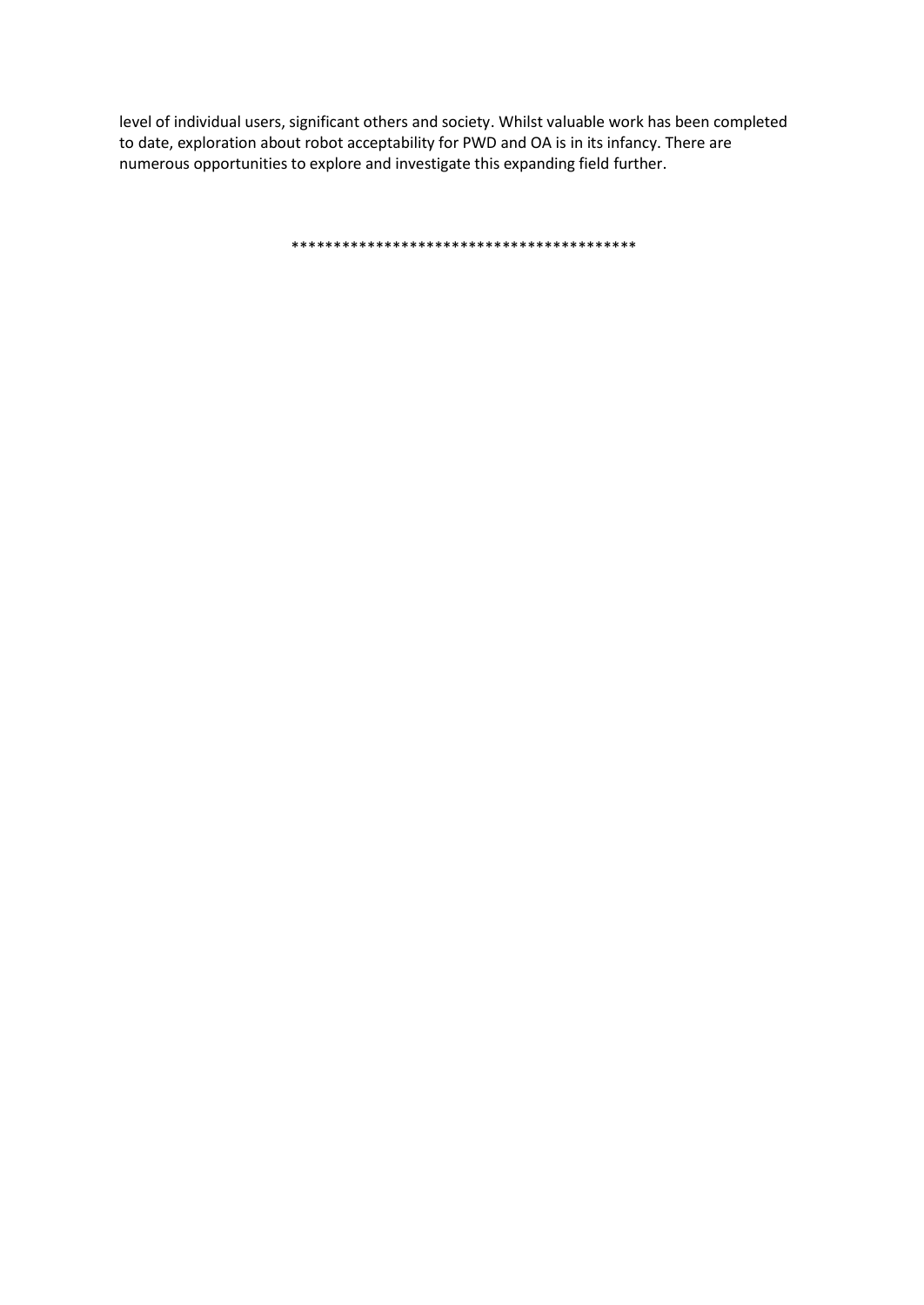level of individual users, significant others and society. Whilst valuable work has been completed to date, exploration about robot acceptability for PWD and OA is in its infancy. There are numerous opportunities to explore and investigate this expanding field further.

******************************************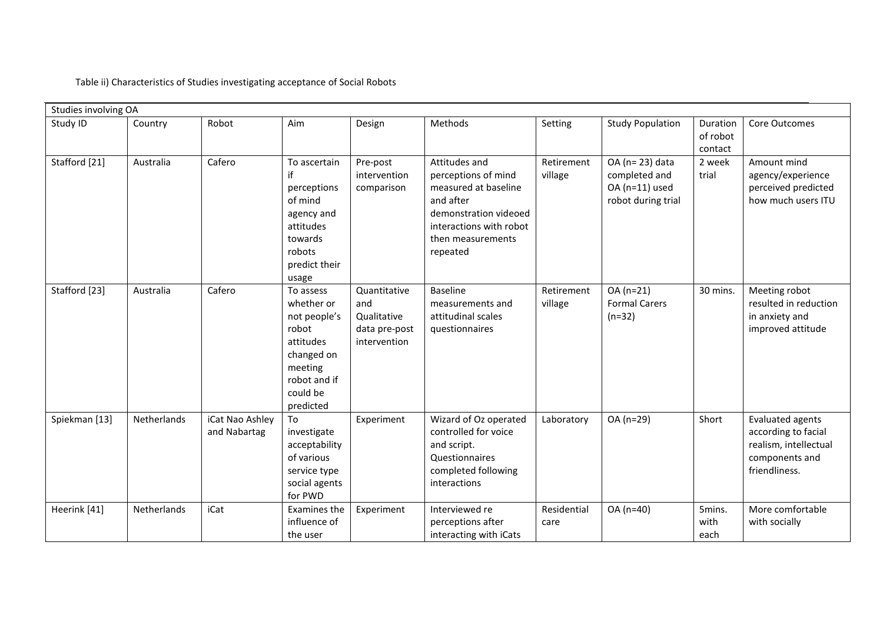Table ii) Characteristics of Studies investigating acceptance of Social Robots

| Studies involving OA | | | | | | | | | |
|---|---|---|---|---|---|---|---|---|---|
| Study ID | Country | Robot | Aim | Design | Methods | Setting | Study Population | Duration of robot contact | Core Outcomes |
| Stafford [21] | Australia | Cafero | To ascertain if perceptions of mind agency and attitudes towards robots predict their usage | Pre-post intervention comparison | Attitudes and perceptions of mind measured at baseline and after demonstration videoed interactions with robot then measurements repeated | Retirement village | OA (n= 23) data completed and OA (n=11) used robot during trial | 2 week trial | Amount mind agency/experience perceived predicted how much users ITU |
| Stafford [23] | Australia | Cafero | To assess whether or not people's robot attitudes changed on meeting robot and if could be predicted | Quantitative and Qualitative data pre-post intervention | Baseline measurements and attitudinal scales questionnaires | Retirement village | OA (n=21) Formal Carers (n=32) | 30 mins. | Meeting robot resulted in reduction in anxiety and improved attitude |
| Spiekman [13] | Netherlands | iCat Nao Ashley and Nabartag | To investigate acceptability of various service type social agents for PWD | Experiment | Wizard of Oz operated controlled for voice and script. Questionnaires completed following interactions | Laboratory | OA (n=29) | Short | Evaluated agents according to facial realism, intellectual components and friendliness. |
| Heerink [41] | Netherlands | iCat | Examines the influence of the user | Experiment | Interviewed re perceptions after interacting with iCats | Residential care | OA (n=40) | 5mins. with each | More comfortable with socially |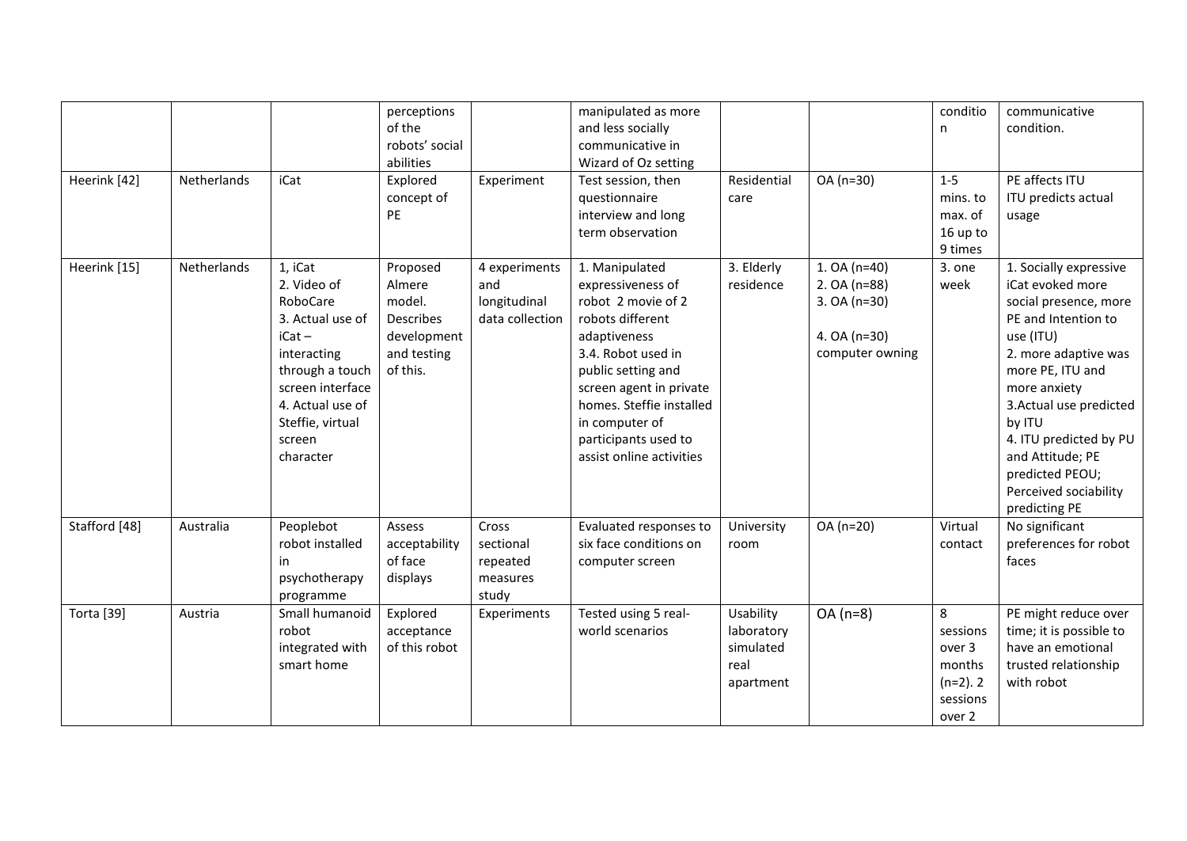| | | | perceptions of the robots' social abilities | | manipulated as more and less socially communicative in Wizard of Oz setting | | | condition | communicative condition. |
|---|---|---|---|---|---|---|---|---|---|
| Heerink [42] | Netherlands | iCat | Explored concept of PE | Experiment | Test session, then questionnaire interview and long term observation | Residential care | OA (n=30) | 1-5 mins. to max. of 16 up to 9 times | PE affects ITU<br>ITU predicts actual usage |
| Heerink [15] | Netherlands | 1, iCat<br>2. Video of RoboCare<br>3. Actual use of iCat – interacting through a touch screen interface<br>4. Actual use of Steffie, virtual screen character | Proposed Almere model. Describes development and testing of this. | 4 experiments and longitudinal data collection | 1. Manipulated expressiveness of robot 2 movie of 2 robots different adaptiveness<br>3.4. Robot used in public setting and screen agent in private homes. Steffie installed in computer of participants used to assist online activities | 3. Elderly residence | 1. OA (n=40)<br>2. OA (n=88)<br>3. OA (n=30)<br><br>4. OA (n=30) computer owning | 3. one week | 1. Socially expressive iCat evoked more social presence, more PE and Intention to use (ITU)<br>2. more adaptive was more PE, ITU and more anxiety<br>3.Actual use predicted by ITU<br>4. ITU predicted by PU and Attitude; PE predicted PEOU; Perceived sociability predicting PE |
| Stafford [48] | Australia | Peoplebot robot installed in psychotherapy programme | Assess acceptability of face displays | Cross sectional repeated measures study | Evaluated responses to six face conditions on computer screen | University room | OA (n=20) | Virtual contact | No significant preferences for robot faces |
| Torta [39] | Austria | Small humanoid robot integrated with smart home | Explored acceptance of this robot | Experiments | Tested using 5 real-world scenarios | Usability laboratory simulated real apartment | OA (n=8) | 8 sessions over 3 months (n=2). 2 sessions over 2 | PE might reduce over time; it is possible to have an emotional trusted relationship with robot |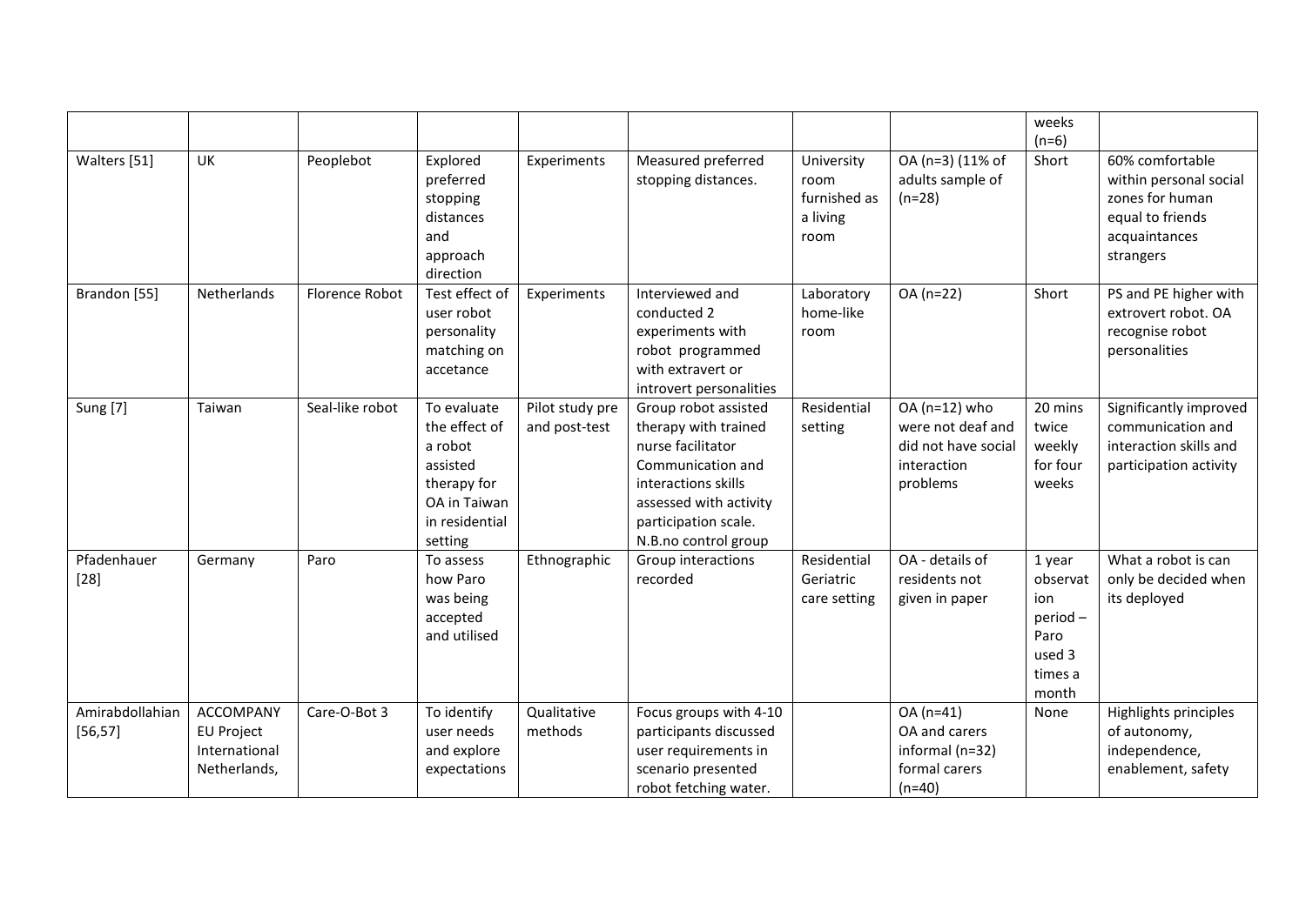| | | | | | | | | weeks (n=6) | |
|---|---|---|---|---|---|---|---|---|---|
| Walters [51] | UK | Peoplebot | Explored preferred stopping distances and approach direction | Experiments | Measured preferred stopping distances. | University room furnished as a living room | OA (n=3) (11% of adults sample of (n=28) | Short | 60% comfortable within personal social zones for human equal to friends acquaintances strangers |
| Brandon [55] | Netherlands | Florence Robot | Test effect of user robot personality matching on accetance | Experiments | Interviewed and conducted 2 experiments with robot programmed with extravert or introvert personalities | Laboratory home-like room | OA (n=22) | Short | PS and PE higher with extrovert robot. OA recognise robot personalities |
| Sung [7] | Taiwan | Seal-like robot | To evaluate the effect of a robot assisted therapy for OA in Taiwan in residential setting | Pilot study pre and post-test | Group robot assisted therapy with trained nurse facilitator Communication and interactions skills assessed with activity participation scale. N.B.no control group | Residential setting | OA (n=12) who were not deaf and did not have social interaction problems | 20 mins twice weekly for four weeks | Significantly improved communication and interaction skills and participation activity |
| Pfadenhauer [28] | Germany | Paro | To assess how Paro was being accepted and utilised | Ethnographic | Group interactions recorded | Residential Geriatric care setting | OA - details of residents not given in paper | 1 year observation period – Paro used 3 times a month | What a robot is can only be decided when its deployed |
| Amirabdollahian [56,57] | ACCOMPANY EU Project International Netherlands, | Care-O-Bot 3 | To identify user needs and explore expectations | Qualitative methods | Focus groups with 4-10 participants discussed user requirements in scenario presented robot fetching water. | | OA (n=41) OA and carers informal (n=32) formal carers (n=40) | None | Highlights principles of autonomy, independence, enablement, safety |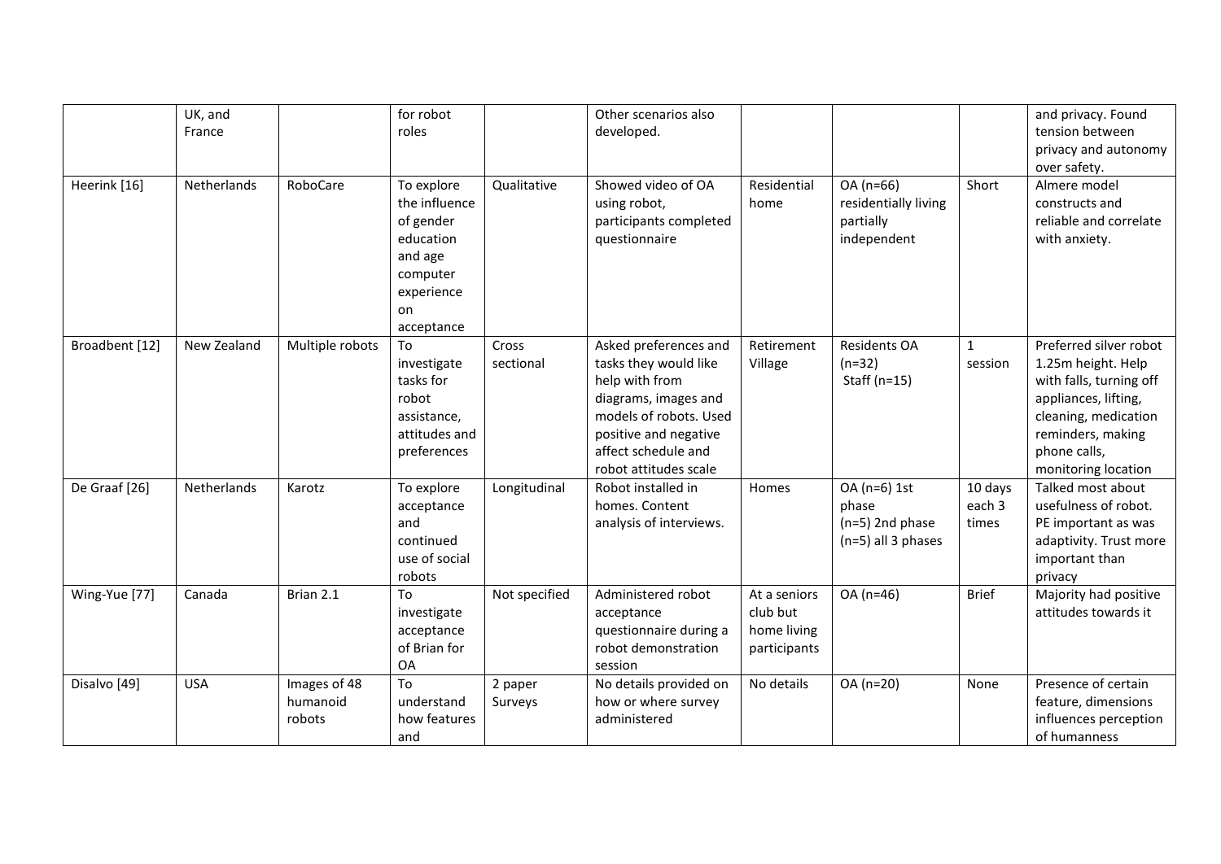| | UK, and France | | for robot roles | | Other scenarios also developed. | | | | and privacy. Found tension between privacy and autonomy over safety. |
|---|---|---|---|---|---|---|---|---|---|
| Heerink [16] | Netherlands | RoboCare | To explore the influence of gender education and age computer experience on acceptance | Qualitative | Showed video of OA using robot, participants completed questionnaire | Residential home | OA (n=66) residentially living partially independent | Short | Almere model constructs and reliable and correlate with anxiety. |
| Broadbent [12] | New Zealand | Multiple robots | To investigate tasks for robot assistance, attitudes and preferences | Cross sectional | Asked preferences and tasks they would like help with from diagrams, images and models of robots. Used positive and negative affect schedule and robot attitudes scale | Retirement Village | Residents OA (n=32) Staff (n=15) | 1 session | Preferred silver robot 1.25m height. Help with falls, turning off appliances, lifting, cleaning, medication reminders, making phone calls, monitoring location |
| De Graaf [26] | Netherlands | Karotz | To explore acceptance and continued use of social robots | Longitudinal | Robot installed in homes. Content analysis of interviews. | Homes | OA (n=6) 1st phase (n=5) 2nd phase (n=5) all 3 phases | 10 days each 3 times | Talked most about usefulness of robot. PE important as was adaptivity. Trust more important than privacy |
| Wing-Yue [77] | Canada | Brian 2.1 | To investigate acceptance of Brian for OA | Not specified | Administered robot acceptance questionnaire during a robot demonstration session | At a seniors club but home living participants | OA (n=46) | Brief | Majority had positive attitudes towards it |
| Disalvo [49] | USA | Images of 48 humanoid robots | To understand how features and | 2 paper Surveys | No details provided on how or where survey administered | No details | OA (n=20) | None | Presence of certain feature, dimensions influences perception of humanness |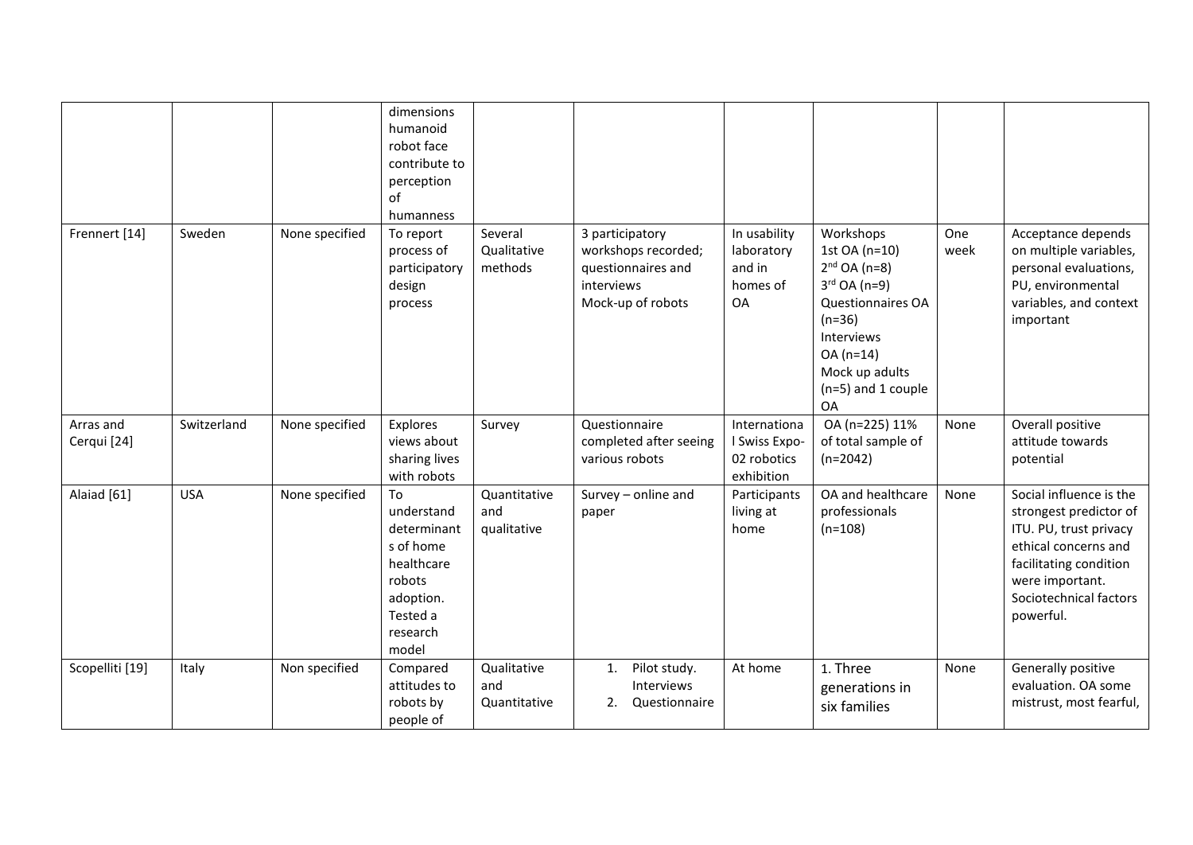|  |  |  | dimensions humanoid robot face contribute to perception of humanness |  |  |  |  |  |  |
|---|---|---|---|---|---|---|---|---|---|
| Frennert [14] | Sweden | None specified | To report process of participatory design process | Several Qualitative methods | 3 participatory workshops recorded; questionnaires and interviews<br>Mock-up of robots | In usability laboratory and in homes of OA | Workshops<br>1st OA (n=10)<br>2nd OA (n=8)<br>3rd OA (n=9)<br>Questionnaires OA (n=36)<br>Interviews<br>OA (n=14)<br>Mock up adults (n=5) and 1 couple OA | One week | Acceptance depends on multiple variables, personal evaluations, PU, environmental variables, and context important |
| Arras and Cerqui [24] | Switzerland | None specified | Explores views about sharing lives with robots | Survey | Questionnaire completed after seeing various robots | International Swiss Expo-02 robotics exhibition | OA (n=225) 11% of total sample of (n=2042) | None | Overall positive attitude towards potential |
| Alaiad [61] | USA | None specified | To understand determinants of home healthcare robots adoption. Tested a research model | Quantitative and qualitative | Survey – online and paper | Participants living at home | OA and healthcare professionals (n=108) | None | Social influence is the strongest predictor of ITU. PU, trust privacy ethical concerns and facilitating condition were important. Sociotechnical factors powerful. |
| Scopelliti [19] | Italy | Non specified | Compared attitudes to robots by people of | Qualitative and Quantitative | 1. Pilot study. Interviews<br>2. Questionnaire | At home | 1. Three generations in six families | None | Generally positive evaluation. OA some mistrust, most fearful, |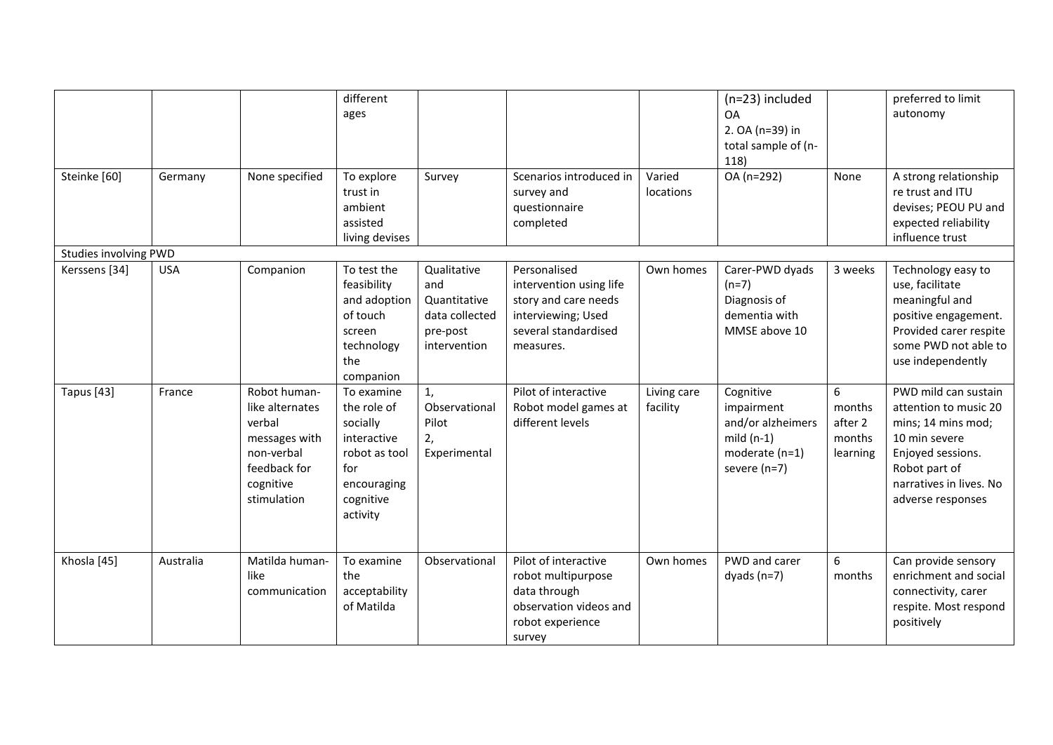| | | | different ages | | | | (n=23) included OA<br>2. OA (n=39) in total sample of (n-118) | | preferred to limit autonomy |
|---|---|---|---|---|---|---|---|---|---|
| Steinke [60] | Germany | None specified | To explore trust in ambient assisted living devises | Survey | Scenarios introduced in survey and questionnaire completed | Varied locations | OA (n=292) | None | A strong relationship re trust and ITU devises; PEOU PU and expected reliability influence trust |
| Studies involving PWD | | | | | | | | | |
| Kerssens [34] | USA | Companion | To test the feasibility and adoption of touch screen technology the companion | Qualitative and Quantitative data collected pre-post intervention | Personalised intervention using life story and care needs interviewing; Used several standardised measures. | Own homes | Carer-PWD dyads (n=7)<br>Diagnosis of dementia with MMSE above 10 | 3 weeks | Technology easy to use, facilitate meaningful and positive engagement. Provided carer respite some PWD not able to use independently |
| Tapus [43] | France | Robot human-like alternates verbal messages with non-verbal feedback for cognitive stimulation | To examine the role of socially interactive robot as tool for encouraging cognitive activity | 1, Observational Pilot<br>2, Experimental | Pilot of interactive Robot model games at different levels | Living care facility | Cognitive impairment and/or alzheimers mild (n-1) moderate (n=1) severe (n=7) | 6 months after 2 months learning | PWD mild can sustain attention to music 20 mins; 14 mins mod; 10 min severe Enjoyed sessions. Robot part of narratives in lives. No adverse responses |
| Khosla [45] | Australia | Matilda human-like communication | To examine the acceptability of Matilda | Observational | Pilot of interactive robot multipurpose data through observation videos and robot experience survey | Own homes | PWD and carer dyads (n=7) | 6 months | Can provide sensory enrichment and social connectivity, carer respite. Most respond positively |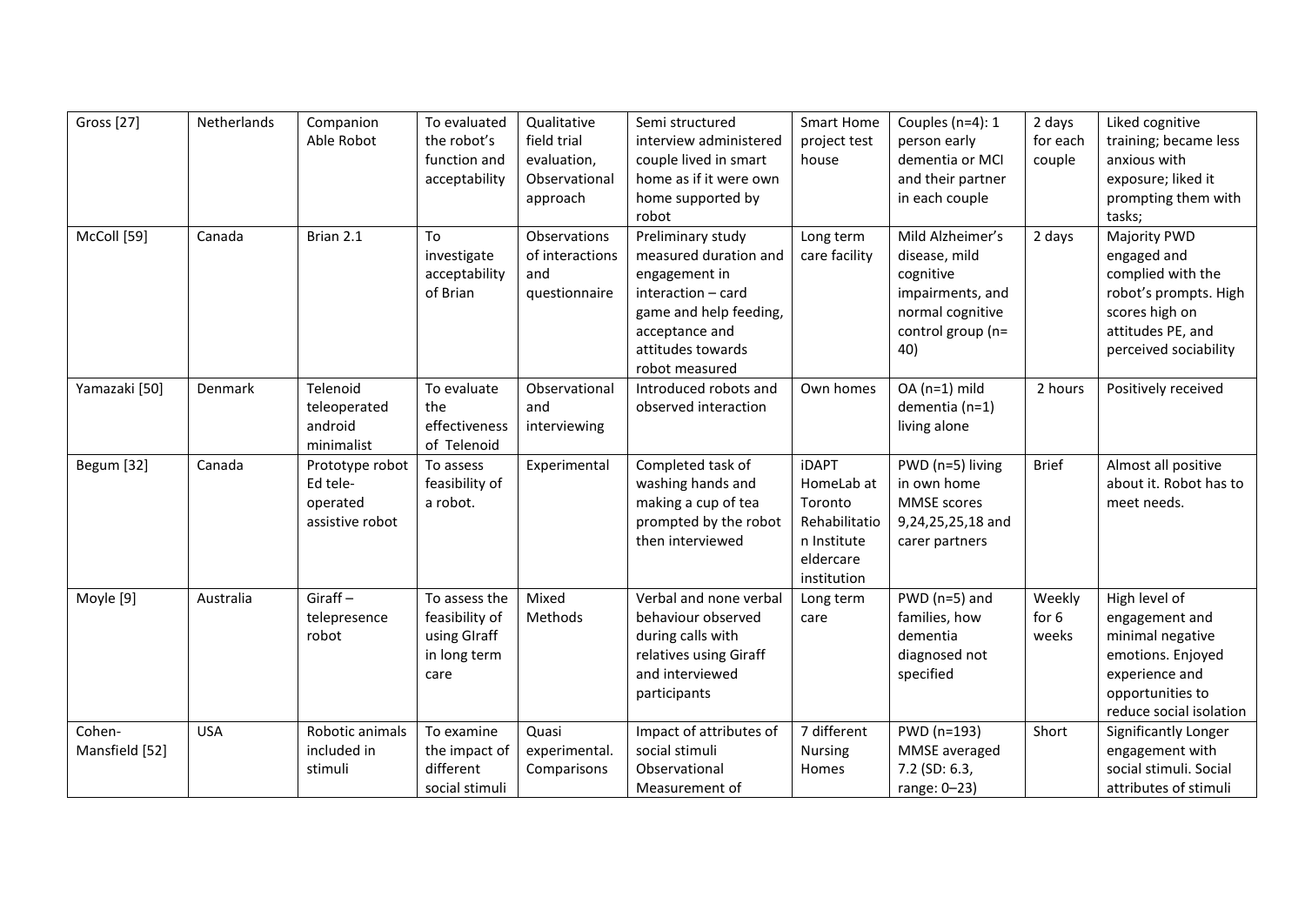| Gross [27] | Netherlands | Companion Able Robot | To evaluated the robot's function and acceptability | Qualitative field trial evaluation, Observational approach | Semi structured interview administered couple lived in smart home as if it were own home supported by robot | Smart Home project test house | Couples (n=4): 1 person early dementia or MCI and their partner in each couple | 2 days for each couple | Liked cognitive training; became less anxious with exposure; liked it prompting them with tasks; |
|---|---|---|---|---|---|---|---|---|---|
| McColl [59] | Canada | Brian 2.1 | To investigate acceptability of Brian | Observations of interactions and questionnaire | Preliminary study measured duration and engagement in interaction – card game and help feeding, acceptance and attitudes towards robot measured | Long term care facility | Mild Alzheimer's disease, mild cognitive impairments, and normal cognitive control group (n= 40) | 2 days | Majority PWD engaged and complied with the robot's prompts. High scores high on attitudes PE, and perceived sociability |
| Yamazaki [50] | Denmark | Telenoid teleoperated android minimalist | To evaluate the effectiveness of Telenoid | Observational and interviewing | Introduced robots and observed interaction | Own homes | OA (n=1) mild dementia (n=1) living alone | 2 hours | Positively received |
| Begum [32] | Canada | Prototype robot Ed tele-operated assistive robot | To assess feasibility of a robot. | Experimental | Completed task of washing hands and making a cup of tea prompted by the robot then interviewed | iDAPT HomeLab at Toronto Rehabilitation Institute eldercare institution | PWD (n=5) living in own home MMSE scores 9,24,25,25,18 and carer partners | Brief | Almost all positive about it. Robot has to meet needs. |
| Moyle [9] | Australia | Giraff – telepresence robot | To assess the feasibility of using GIraff in long term care | Mixed Methods | Verbal and none verbal behaviour observed during calls with relatives using Giraff and interviewed participants | Long term care | PWD (n=5) and families, how dementia diagnosed not specified | Weekly for 6 weeks | High level of engagement and minimal negative emotions. Enjoyed experience and opportunities to reduce social isolation |
| Cohen-Mansfield [52] | USA | Robotic animals included in stimuli | To examine the impact of different social stimuli | Quasi experimental. Comparisons | Impact of attributes of social stimuli Observational Measurement of | 7 different Nursing Homes | PWD (n=193) MMSE averaged 7.2 (SD: 6.3, range: 0–23) | Short | Significantly Longer engagement with social stimuli. Social attributes of stimuli |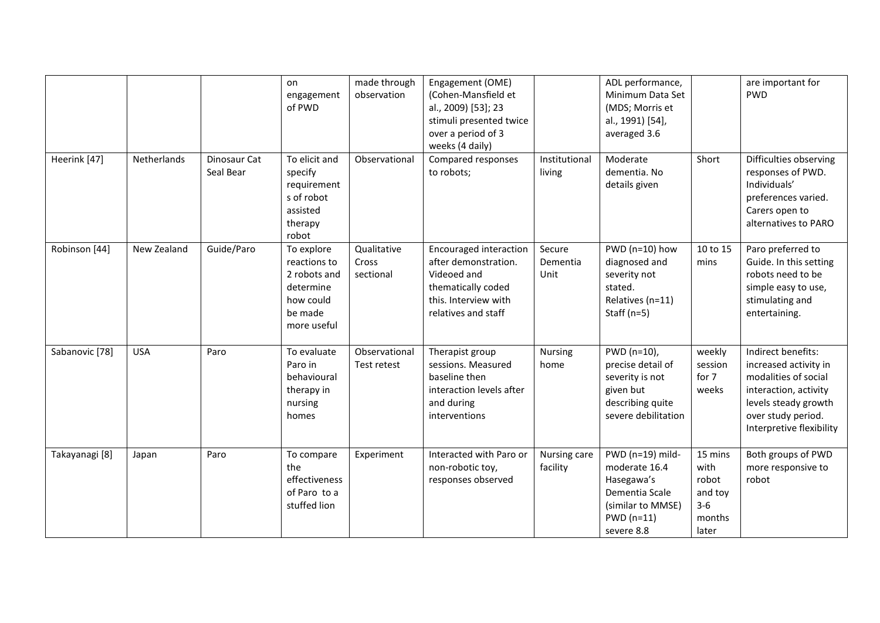| | | | on engagement of PWD | made through observation | Engagement (OME) (Cohen-Mansfield et al., 2009) [53]; 23 stimuli presented twice over a period of 3 weeks (4 daily) | | ADL performance, Minimum Data Set (MDS; Morris et al., 1991) [54], averaged 3.6 | | are important for PWD |
|---|---|---|---|---|---|---|---|---|---|
| Heerink [47] | Netherlands | Dinosaur Cat Seal Bear | To elicit and specify requirements of robot assisted therapy robot | Observational | Compared responses to robots; | Institutional living | Moderate dementia. No details given | Short | Difficulties observing responses of PWD. Individuals' preferences varied. Carers open to alternatives to PARO |
| Robinson [44] | New Zealand | Guide/Paro | To explore reactions to 2 robots and determine how could be made more useful | Qualitative Cross sectional | Encouraged interaction after demonstration. Videoed and thematically coded this. Interview with relatives and staff | Secure Dementia Unit | PWD (n=10) how diagnosed and severity not stated. Relatives (n=11) Staff (n=5) | 10 to 15 mins | Paro preferred to Guide. In this setting robots need to be simple easy to use, stimulating and entertaining. |
| Sabanovic [78] | USA | Paro | To evaluate Paro in behavioural therapy in nursing homes | Observational Test retest | Therapist group sessions. Measured baseline then interaction levels after and during interventions | Nursing home | PWD (n=10), precise detail of severity is not given but describing quite severe debilitation | weekly session for 7 weeks | Indirect benefits: increased activity in modalities of social interaction, activity levels steady growth over study period. Interpretive flexibility |
| Takayanagi [8] | Japan | Paro | To compare the effectiveness of Paro to a stuffed lion | Experiment | Interacted with Paro or non-robotic toy, responses observed | Nursing care facility | PWD (n=19) mild-moderate 16.4 Hasegawa's Dementia Scale (similar to MMSE) PWD (n=11) severe 8.8 | 15 mins with robot and toy 3-6 months later | Both groups of PWD more responsive to robot |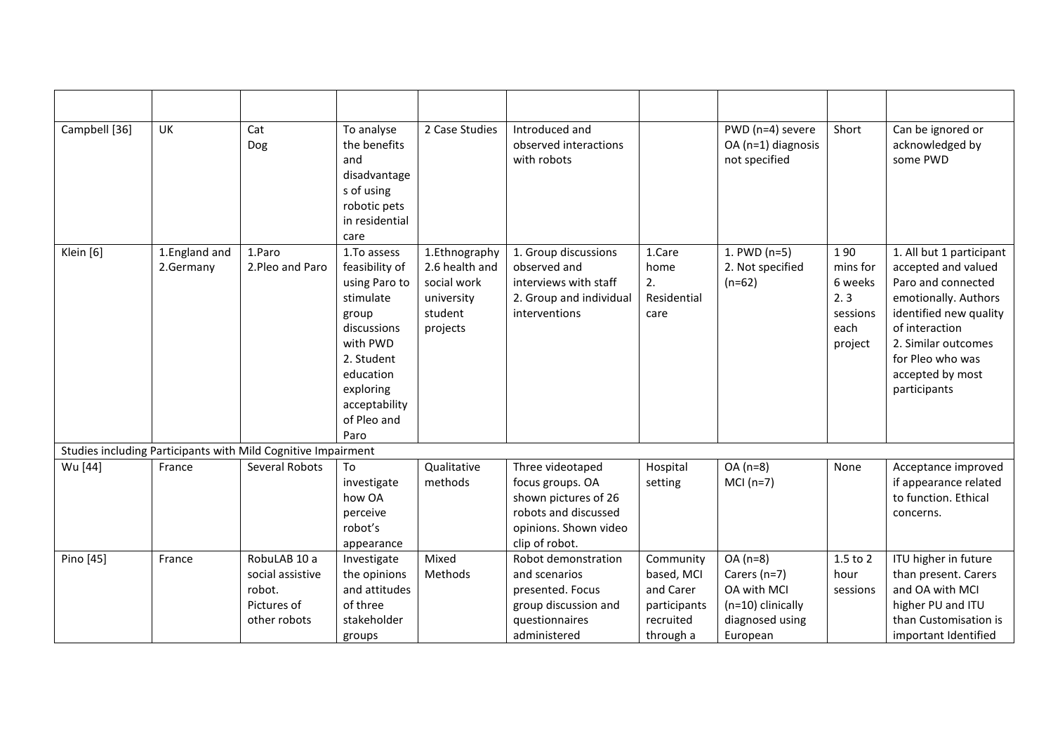| | | | | | | | | | |
|---|---|---|---|---|---|---|---|---|---|
| Campbell [36] | UK | Cat Dog | To analyse the benefits and disadvantages of using robotic pets in residential care | 2 Case Studies | Introduced and observed interactions with robots | | PWD (n=4) severe OA (n=1) diagnosis not specified | Short | Can be ignored or acknowledged by some PWD |
| Klein [6] | 1.England and 2.Germany | 1.Paro 2.Pleo and Paro | 1.To assess feasibility of using Paro to stimulate group discussions with PWD 2. Student education exploring acceptability of Pleo and Paro | 1.Ethnography 2.6 health and social work university student projects | 1. Group discussions observed and interviews with staff 2. Group and individual interventions | 1.Care home 2. Residential care | 1. PWD (n=5) 2. Not specified (n=62) | 1 90 mins for 6 weeks 2. 3 sessions each project | 1. All but 1 participant accepted and valued Paro and connected emotionally. Authors identified new quality of interaction 2. Similar outcomes for Pleo who was accepted by most participants |
| Studies including Participants with Mild Cognitive Impairment | | | | | | | | | |
| Wu [44] | France | Several Robots | To investigate how OA perceive robot's appearance | Qualitative methods | Three videotaped focus groups. OA shown pictures of 26 robots and discussed opinions. Shown video clip of robot. | Hospital setting | OA (n=8) MCI (n=7) | None | Acceptance improved if appearance related to function. Ethical concerns. |
| Pino [45] | France | RobuLAB 10 a social assistive robot. Pictures of other robots | Investigate the opinions and attitudes of three stakeholder groups | Mixed Methods | Robot demonstration and scenarios presented. Focus group discussion and questionnaires administered | Community based, MCI and Carer participants recruited through a | OA (n=8) Carers (n=7) OA with MCI (n=10) clinically diagnosed using European | 1.5 to 2 hour sessions | ITU higher in future than present. Carers and OA with MCI higher PU and ITU than Customisation is important Identified |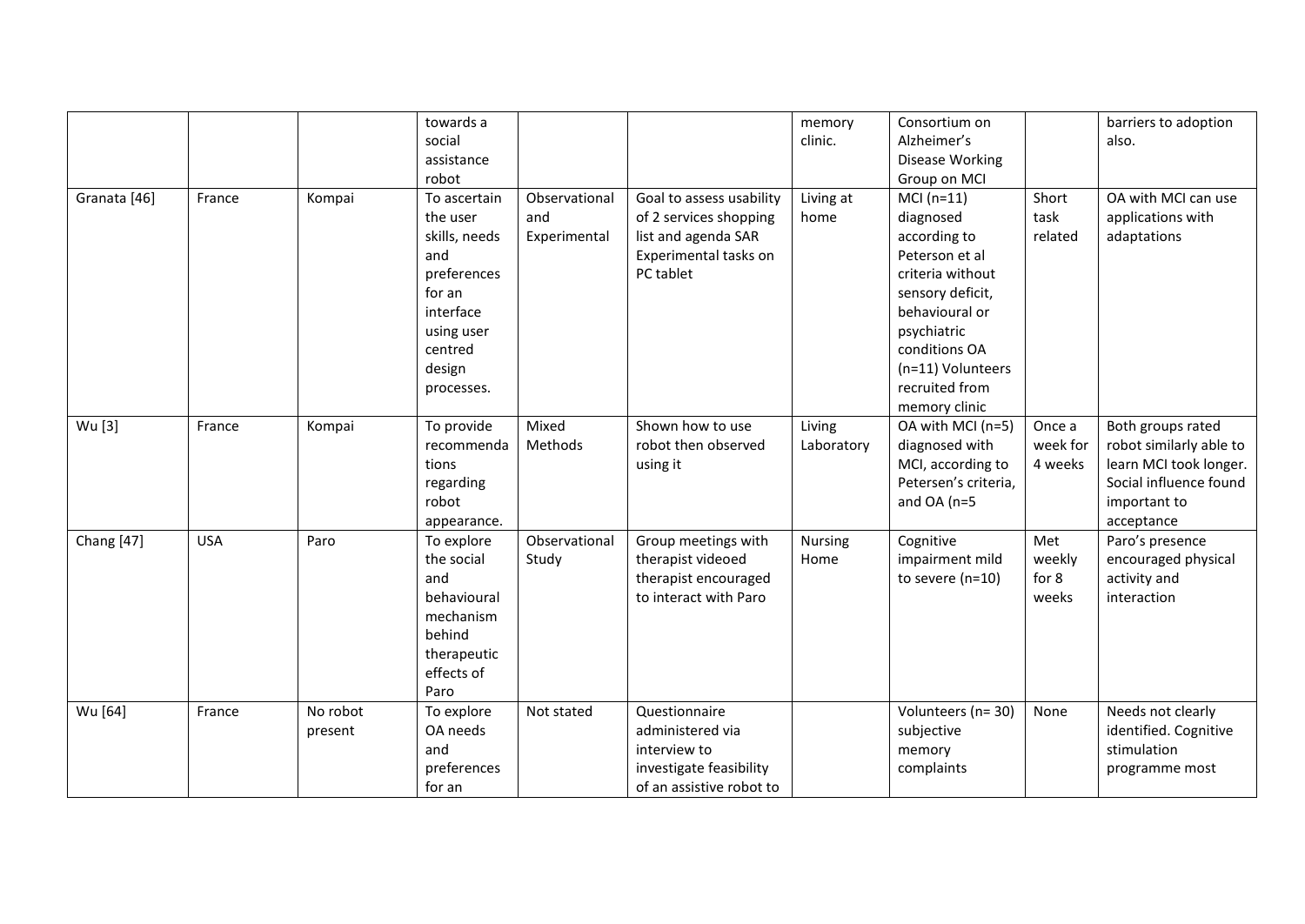| | | | | | | | | | |
|---|---|---|---|---|---|---|---|---|---|
| | | | towards a social assistance robot | | | memory clinic. | Consortium on Alzheimer's Disease Working Group on MCI | | barriers to adoption also. |
| Granata [46] | France | Kompai | To ascertain the user skills, needs and preferences for an interface using user centred design processes. | Observational and Experimental | Goal to assess usability of 2 services shopping list and agenda SAR Experimental tasks on PC tablet | Living at home | MCI (n=11) diagnosed according to Peterson et al criteria without sensory deficit, behavioural or psychiatric conditions OA (n=11) Volunteers recruited from memory clinic | Short task related | OA with MCI can use applications with adaptations |
| Wu [3] | France | Kompai | To provide recommendations regarding robot appearance. | Mixed Methods | Shown how to use robot then observed using it | Living Laboratory | OA with MCI (n=5) diagnosed with MCI, according to Petersen's criteria, and OA (n=5 | Once a week for 4 weeks | Both groups rated robot similarly able to learn MCI took longer. Social influence found important to acceptance |
| Chang [47] | USA | Paro | To explore the social and behavioural mechanism behind therapeutic effects of Paro | Observational Study | Group meetings with therapist videoed therapist encouraged to interact with Paro | Nursing Home | Cognitive impairment mild to severe (n=10) | Met weekly for 8 weeks | Paro's presence encouraged physical activity and interaction |
| Wu [64] | France | No robot present | To explore OA needs and preferences for an | Not stated | Questionnaire administered via interview to investigate feasibility of an assistive robot to | | Volunteers (n= 30) subjective memory complaints | None | Needs not clearly identified. Cognitive stimulation programme most |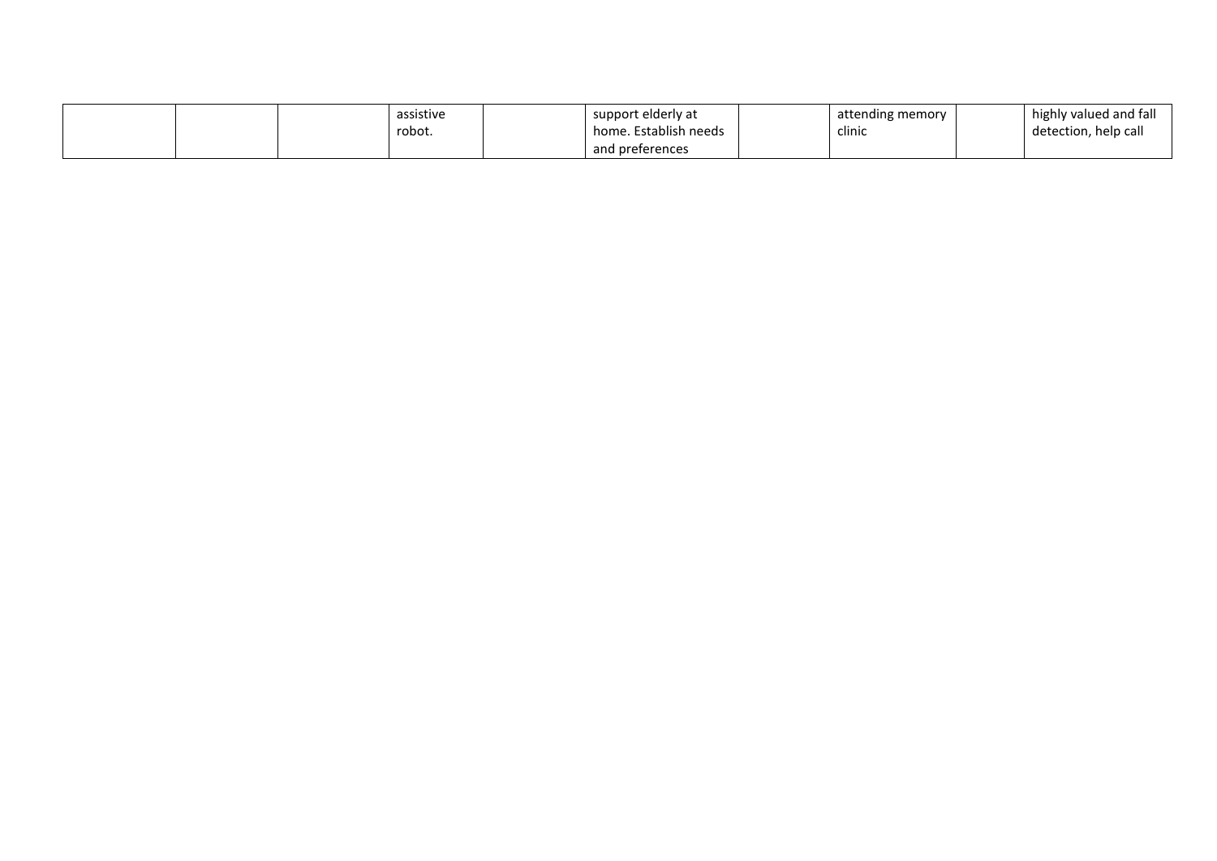| | | | | | | | | | |
|---|---|---|---|---|---|---|---|---|---|
| | | | assistive robot. | | support elderly at home. Establish needs and preferences | | attending memory clinic | | highly valued and fall detection, help call |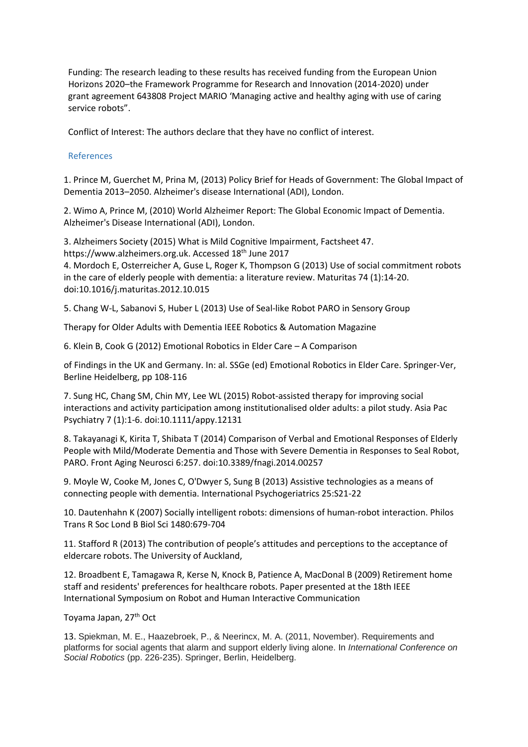Funding: The research leading to these results has received funding from the European Union Horizons 2020–the Framework Programme for Research and Innovation (2014-2020) under grant agreement 643808 Project MARIO 'Managing active and healthy aging with use of caring service robots".

Conflict of Interest: The authors declare that they have no conflict of interest.

## References

1. Prince M, Guerchet M, Prina M, (2013) Policy Brief for Heads of Government: The Global Impact of Dementia 2013–2050. Alzheimer's disease International (ADI), London.

2. Wimo A, Prince M, (2010) World Alzheimer Report: The Global Economic Impact of Dementia. Alzheimer's Disease International (ADI), London.

3. Alzheimers Society (2015) What is Mild Cognitive Impairment, Factsheet 47. https://www.alzheimers.org.uk. Accessed 18th June 2017

4. Mordoch E, Osterreicher A, Guse L, Roger K, Thompson G (2013) Use of social commitment robots in the care of elderly people with dementia: a literature review. Maturitas 74 (1):14-20. doi:10.1016/j.maturitas.2012.10.015

5. Chang W-L, Sabanovi S, Huber L (2013) Use of Seal-like Robot PARO in Sensory Group

Therapy for Older Adults with Dementia IEEE Robotics & Automation Magazine

6. Klein B, Cook G (2012) Emotional Robotics in Elder Care – A Comparison

of Findings in the UK and Germany. In: al. SSGe (ed) Emotional Robotics in Elder Care. Springer-Ver, Berline Heidelberg, pp 108-116

7. Sung HC, Chang SM, Chin MY, Lee WL (2015) Robot-assisted therapy for improving social interactions and activity participation among institutionalised older adults: a pilot study. Asia Pac Psychiatry 7 (1):1-6. doi:10.1111/appy.12131

8. Takayanagi K, Kirita T, Shibata T (2014) Comparison of Verbal and Emotional Responses of Elderly People with Mild/Moderate Dementia and Those with Severe Dementia in Responses to Seal Robot, PARO. Front Aging Neurosci 6:257. doi:10.3389/fnagi.2014.00257

9. Moyle W, Cooke M, Jones C, O'Dwyer S, Sung B (2013) Assistive technologies as a means of connecting people with dementia. International Psychogeriatrics 25:S21-22

10. Dautenhahn K (2007) Socially intelligent robots: dimensions of human-robot interaction. Philos Trans R Soc Lond B Biol Sci 1480:679-704

11. Stafford R (2013) The contribution of people's attitudes and perceptions to the acceptance of eldercare robots. The University of Auckland,

12. Broadbent E, Tamagawa R, Kerse N, Knock B, Patience A, MacDonal B (2009) Retirement home staff and residents' preferences for healthcare robots. Paper presented at the 18th IEEE International Symposium on Robot and Human Interactive Communication

Toyama Japan, 27th Oct

13. Spiekman, M. E., Haazebroek, P., & Neerincx, M. A. (2011, November). Requirements and platforms for social agents that alarm and support elderly living alone. In *International Conference on Social Robotics* (pp. 226-235). Springer, Berlin, Heidelberg.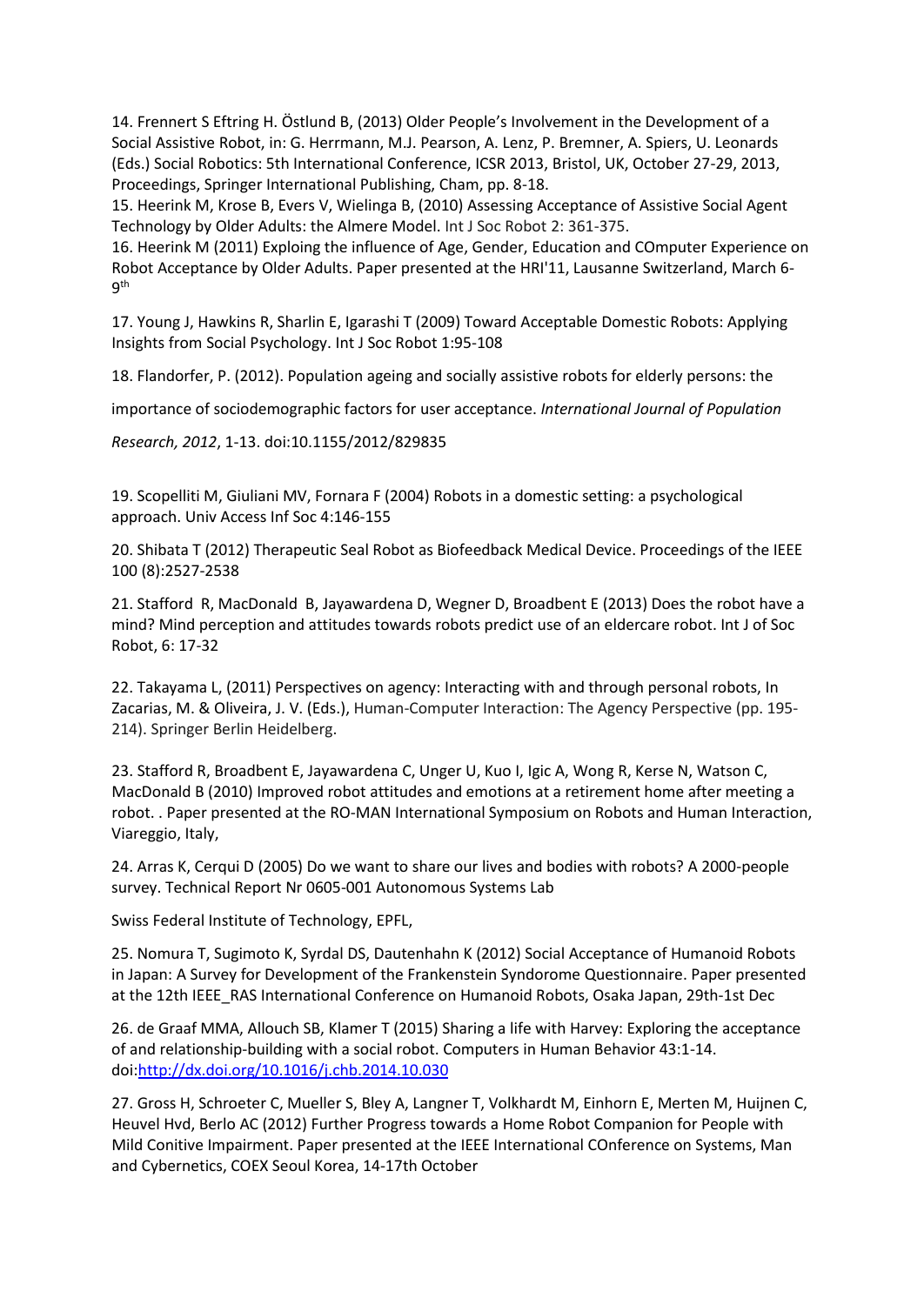14. Frennert S Eftring H. Östlund B, (2013) Older People's Involvement in the Development of a Social Assistive Robot, in: G. Herrmann, M.J. Pearson, A. Lenz, P. Bremner, A. Spiers, U. Leonards (Eds.) Social Robotics: 5th International Conference, ICSR 2013, Bristol, UK, October 27-29, 2013, Proceedings, Springer International Publishing, Cham, pp. 8-18.

15. Heerink M, Krose B, Evers V, Wielinga B, (2010) Assessing Acceptance of Assistive Social Agent Technology by Older Adults: the Almere Model. Int J Soc Robot 2: 361-375.

16. Heerink M (2011) Exploing the influence of Age, Gender, Education and COmputer Experience on Robot Acceptance by Older Adults. Paper presented at the HRI'11, Lausanne Switzerland, March 6-9th

17. Young J, Hawkins R, Sharlin E, Igarashi T (2009) Toward Acceptable Domestic Robots: Applying Insights from Social Psychology. Int J Soc Robot 1:95-108

18. Flandorfer, P. (2012). Population ageing and socially assistive robots for elderly persons: the importance of sociodemographic factors for user acceptance. *International Journal of Population Research, 2012*, 1-13. doi:10.1155/2012/829835

19. Scopelliti M, Giuliani MV, Fornara F (2004) Robots in a domestic setting: a psychological approach. Univ Access Inf Soc 4:146-155

20. Shibata T (2012) Therapeutic Seal Robot as Biofeedback Medical Device. Proceedings of the IEEE 100 (8):2527-2538

21. Stafford R, MacDonald B, Jayawardena D, Wegner D, Broadbent E (2013) Does the robot have a mind? Mind perception and attitudes towards robots predict use of an eldercare robot. Int J of Soc Robot, 6: 17-32

22. Takayama L, (2011) Perspectives on agency: Interacting with and through personal robots, In Zacarias, M. & Oliveira, J. V. (Eds.), Human-Computer Interaction: The Agency Perspective (pp. 195-214). Springer Berlin Heidelberg.

23. Stafford R, Broadbent E, Jayawardena C, Unger U, Kuo I, Igic A, Wong R, Kerse N, Watson C, MacDonald B (2010) Improved robot attitudes and emotions at a retirement home after meeting a robot. . Paper presented at the RO-MAN International Symposium on Robots and Human Interaction, Viareggio, Italy,

24. Arras K, Cerqui D (2005) Do we want to share our lives and bodies with robots? A 2000-people survey. Technical Report Nr 0605-001 Autonomous Systems Lab

Swiss Federal Institute of Technology, EPFL,

25. Nomura T, Sugimoto K, Syrdal DS, Dautenhahn K (2012) Social Acceptance of Humanoid Robots in Japan: A Survey for Development of the Frankenstein Syndorome Questionnaire. Paper presented at the 12th IEEE_RAS International Conference on Humanoid Robots, Osaka Japan, 29th-1st Dec

26. de Graaf MMA, Allouch SB, Klamer T (2015) Sharing a life with Harvey: Exploring the acceptance of and relationship-building with a social robot. Computers in Human Behavior 43:1-14. doi:http://dx.doi.org/10.1016/j.chb.2014.10.030

27. Gross H, Schroeter C, Mueller S, Bley A, Langner T, Volkhardt M, Einhorn E, Merten M, Huijnen C, Heuvel Hvd, Berlo AC (2012) Further Progress towards a Home Robot Companion for People with Mild Conitive Impairment. Paper presented at the IEEE International COnference on Systems, Man and Cybernetics, COEX Seoul Korea, 14-17th October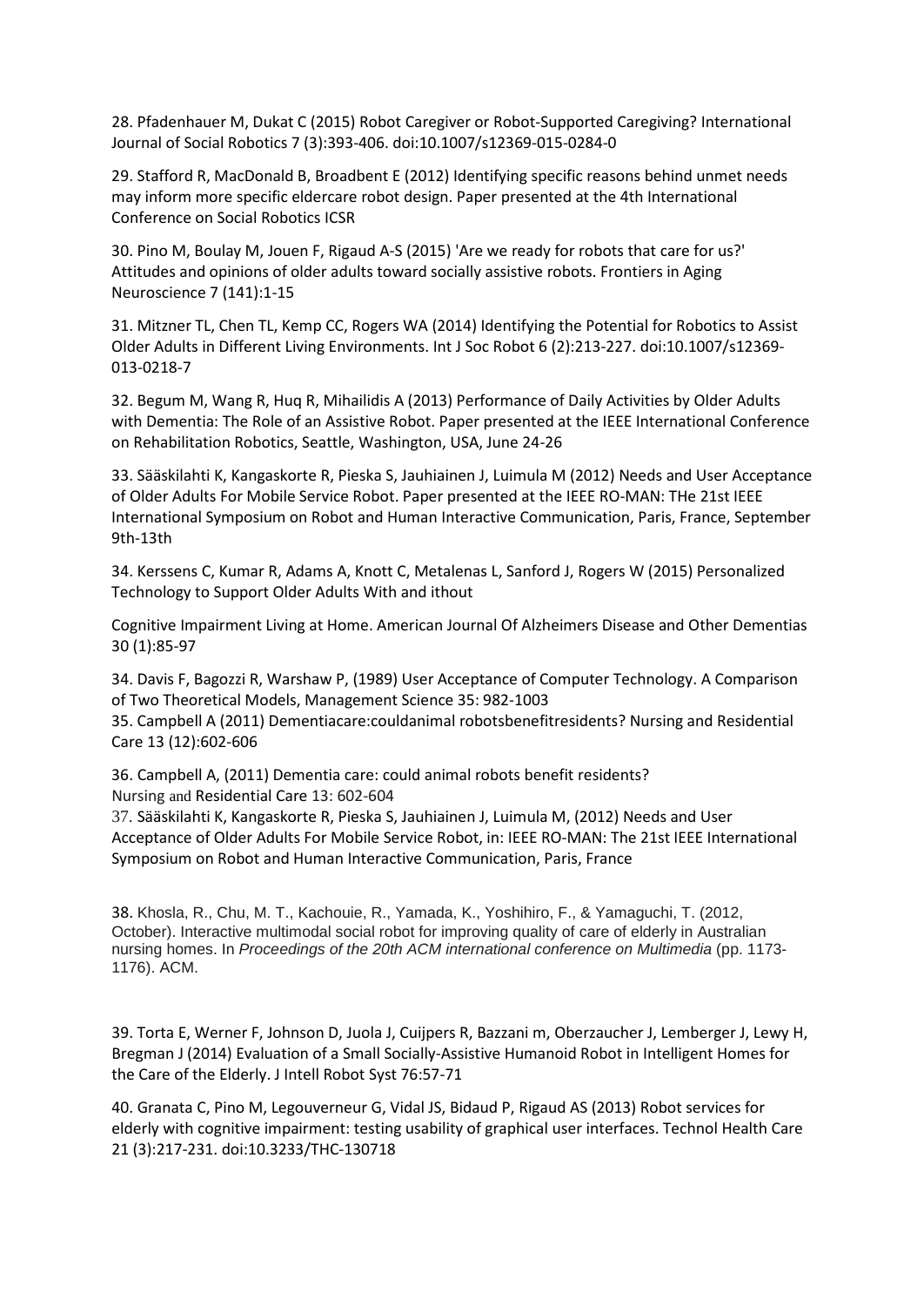28. Pfadenhauer M, Dukat C (2015) Robot Caregiver or Robot-Supported Caregiving? International Journal of Social Robotics 7 (3):393-406. doi:10.1007/s12369-015-0284-0

29. Stafford R, MacDonald B, Broadbent E (2012) Identifying specific reasons behind unmet needs may inform more specific eldercare robot design. Paper presented at the 4th International Conference on Social Robotics ICSR

30. Pino M, Boulay M, Jouen F, Rigaud A-S (2015) 'Are we ready for robots that care for us?' Attitudes and opinions of older adults toward socially assistive robots. Frontiers in Aging Neuroscience 7 (141):1-15

31. Mitzner TL, Chen TL, Kemp CC, Rogers WA (2014) Identifying the Potential for Robotics to Assist Older Adults in Different Living Environments. Int J Soc Robot 6 (2):213-227. doi:10.1007/s12369-013-0218-7

32. Begum M, Wang R, Huq R, Mihailidis A (2013) Performance of Daily Activities by Older Adults with Dementia: The Role of an Assistive Robot. Paper presented at the IEEE International Conference on Rehabilitation Robotics, Seattle, Washington, USA, June 24-26

33. Sääskilahti K, Kangaskorte R, Pieska S, Jauhiainen J, Luimula M (2012) Needs and User Acceptance of Older Adults For Mobile Service Robot. Paper presented at the IEEE RO-MAN: THe 21st IEEE International Symposium on Robot and Human Interactive Communication, Paris, France, September 9th-13th

34. Kerssens C, Kumar R, Adams A, Knott C, Metalenas L, Sanford J, Rogers W (2015) Personalized Technology to Support Older Adults With and ithout

Cognitive Impairment Living at Home. American Journal Of Alzheimers Disease and Other Dementias 30 (1):85-97

34. Davis F, Bagozzi R, Warshaw P, (1989) User Acceptance of Computer Technology. A Comparison of Two Theoretical Models, Management Science 35: 982-1003

35. Campbell A (2011) Dementiacare:couldanimal robotsbenefitresidents? Nursing and Residential Care 13 (12):602-606

36. Campbell A, (2011) Dementia care: could animal robots benefit residents? Nursing and Residential Care 13: 602-604

37. Sääskilahti K, Kangaskorte R, Pieska S, Jauhiainen J, Luimula M, (2012) Needs and User Acceptance of Older Adults For Mobile Service Robot, in: IEEE RO-MAN: The 21st IEEE International Symposium on Robot and Human Interactive Communication, Paris, France

38. Khosla, R., Chu, M. T., Kachouie, R., Yamada, K., Yoshihiro, F., & Yamaguchi, T. (2012, October). Interactive multimodal social robot for improving quality of care of elderly in Australian nursing homes. In *Proceedings of the 20th ACM international conference on Multimedia* (pp. 1173-1176). ACM.

39. Torta E, Werner F, Johnson D, Juola J, Cuijpers R, Bazzani m, Oberzaucher J, Lemberger J, Lewy H, Bregman J (2014) Evaluation of a Small Socially-Assistive Humanoid Robot in Intelligent Homes for the Care of the Elderly. J Intell Robot Syst 76:57-71

40. Granata C, Pino M, Legouverneur G, Vidal JS, Bidaud P, Rigaud AS (2013) Robot services for elderly with cognitive impairment: testing usability of graphical user interfaces. Technol Health Care 21 (3):217-231. doi:10.3233/THC-130718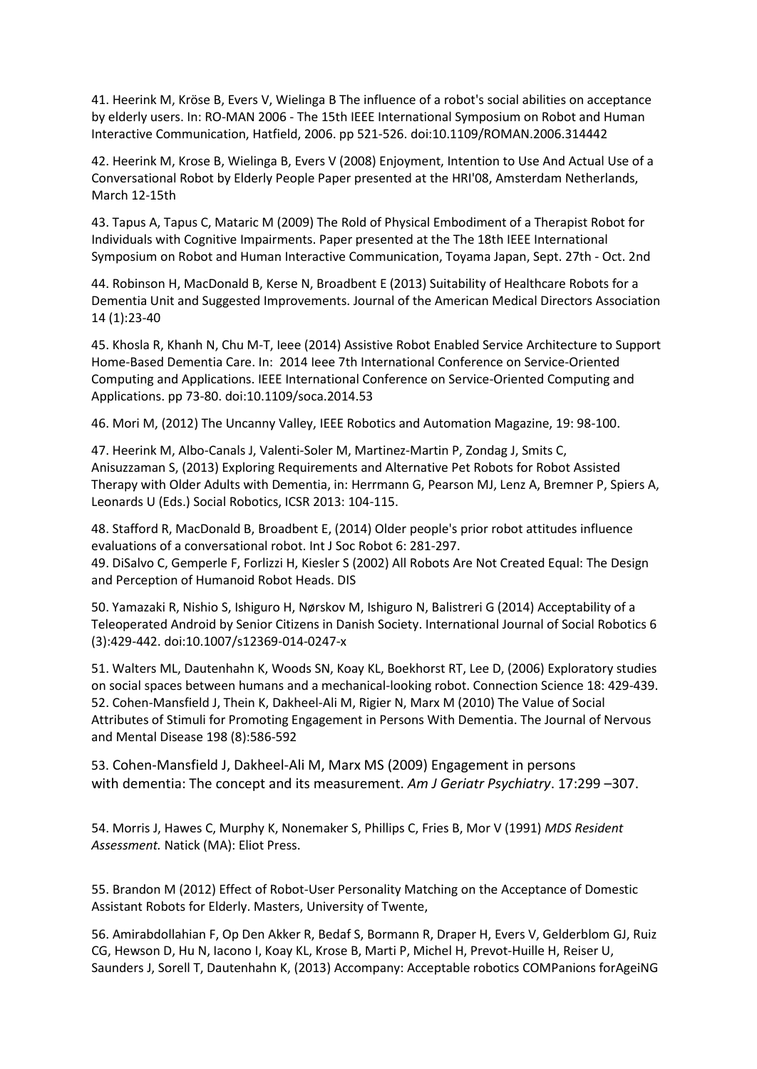41. Heerink M, Kröse B, Evers V, Wielinga B The influence of a robot's social abilities on acceptance by elderly users. In: RO-MAN 2006 - The 15th IEEE International Symposium on Robot and Human Interactive Communication, Hatfield, 2006. pp 521-526. doi:10.1109/ROMAN.2006.314442

42. Heerink M, Krose B, Wielinga B, Evers V (2008) Enjoyment, Intention to Use And Actual Use of a Conversational Robot by Elderly People Paper presented at the HRI'08, Amsterdam Netherlands, March 12-15th

43. Tapus A, Tapus C, Mataric M (2009) The Rold of Physical Embodiment of a Therapist Robot for Individuals with Cognitive Impairments. Paper presented at the The 18th IEEE International Symposium on Robot and Human Interactive Communication, Toyama Japan, Sept. 27th - Oct. 2nd

44. Robinson H, MacDonald B, Kerse N, Broadbent E (2013) Suitability of Healthcare Robots for a Dementia Unit and Suggested Improvements. Journal of the American Medical Directors Association 14 (1):23-40

45. Khosla R, Khanh N, Chu M-T, Ieee (2014) Assistive Robot Enabled Service Architecture to Support Home-Based Dementia Care. In: 2014 Ieee 7th International Conference on Service-Oriented Computing and Applications. IEEE International Conference on Service-Oriented Computing and Applications. pp 73-80. doi:10.1109/soca.2014.53

46. Mori M, (2012) The Uncanny Valley, IEEE Robotics and Automation Magazine, 19: 98-100.

47. Heerink M, Albo-Canals J, Valenti-Soler M, Martinez-Martin P, Zondag J, Smits C, Anisuzzaman S, (2013) Exploring Requirements and Alternative Pet Robots for Robot Assisted Therapy with Older Adults with Dementia, in: Herrmann G, Pearson MJ, Lenz A, Bremner P, Spiers A, Leonards U (Eds.) Social Robotics, ICSR 2013: 104-115.

48. Stafford R, MacDonald B, Broadbent E, (2014) Older people's prior robot attitudes influence evaluations of a conversational robot. Int J Soc Robot 6: 281-297.

49. DiSalvo C, Gemperle F, Forlizzi H, Kiesler S (2002) All Robots Are Not Created Equal: The Design and Perception of Humanoid Robot Heads. DIS

50. Yamazaki R, Nishio S, Ishiguro H, Nørskov M, Ishiguro N, Balistreri G (2014) Acceptability of a Teleoperated Android by Senior Citizens in Danish Society. International Journal of Social Robotics 6 (3):429-442. doi:10.1007/s12369-014-0247-x

51. Walters ML, Dautenhahn K, Woods SN, Koay KL, Boekhorst RT, Lee D, (2006) Exploratory studies on social spaces between humans and a mechanical-looking robot. Connection Science 18: 429-439.

52. Cohen-Mansfield J, Thein K, Dakheel-Ali M, Rigier N, Marx M (2010) The Value of Social Attributes of Stimuli for Promoting Engagement in Persons With Dementia. The Journal of Nervous and Mental Disease 198 (8):586-592

53. Cohen-Mansfield J, Dakheel-Ali M, Marx MS (2009) Engagement in persons with dementia: The concept and its measurement. *Am J Geriatr Psychiatry*. 17:299 –307.

54. Morris J, Hawes C, Murphy K, Nonemaker S, Phillips C, Fries B, Mor V (1991) *MDS Resident Assessment.* Natick (MA): Eliot Press.

55. Brandon M (2012) Effect of Robot-User Personality Matching on the Acceptance of Domestic Assistant Robots for Elderly. Masters, University of Twente,

56. Amirabdollahian F, Op Den Akker R, Bedaf S, Bormann R, Draper H, Evers V, Gelderblom GJ, Ruiz CG, Hewson D, Hu N, Iacono I, Koay KL, Krose B, Marti P, Michel H, Prevot-Huille H, Reiser U, Saunders J, Sorell T, Dautenhahn K, (2013) Accompany: Acceptable robotics COMPanions forAgeiNG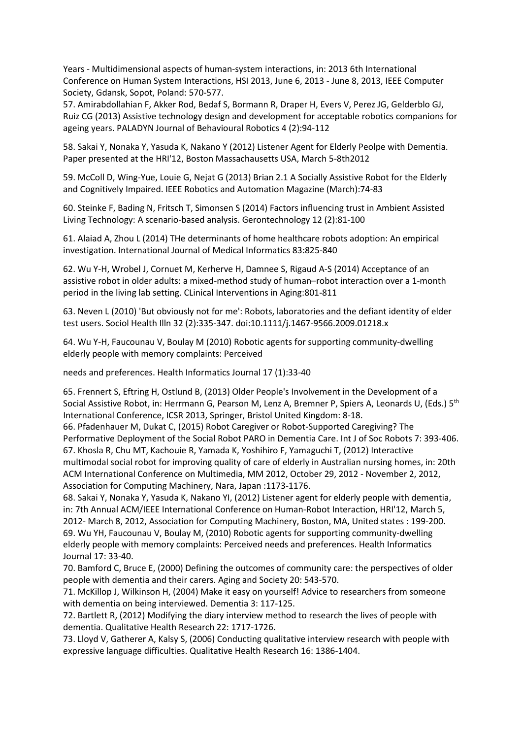Years - Multidimensional aspects of human-system interactions, in: 2013 6th International Conference on Human System Interactions, HSI 2013, June 6, 2013 - June 8, 2013, IEEE Computer Society, Gdansk, Sopot, Poland: 570-577.

57. Amirabdollahian F, Akker Rod, Bedaf S, Bormann R, Draper H, Evers V, Perez JG, Gelderblo GJ, Ruiz CG (2013) Assistive technology design and development for acceptable robotics companions for ageing years. PALADYN Journal of Behavioural Robotics 4 (2):94-112

58. Sakai Y, Nonaka Y, Yasuda K, Nakano Y (2012) Listener Agent for Elderly Peolpe with Dementia. Paper presented at the HRI'12, Boston Massachausetts USA, March 5-8th2012

59. McColl D, Wing-Yue, Louie G, Nejat G (2013) Brian 2.1 A Socially Assistive Robot for the Elderly and Cognitively Impaired. IEEE Robotics and Automation Magazine (March):74-83

60. Steinke F, Bading N, Fritsch T, Simonsen S (2014) Factors influencing trust in Ambient Assisted Living Technology: A scenario-based analysis. Gerontechnology 12 (2):81-100

61. Alaiad A, Zhou L (2014) THe determinants of home healthcare robots adoption: An empirical investigation. International Journal of Medical Informatics 83:825-840

62. Wu Y-H, Wrobel J, Cornuet M, Kerherve H, Damnee S, Rigaud A-S (2014) Acceptance of an assistive robot in older adults: a mixed-method study of human–robot interaction over a 1-month period in the living lab setting. CLinical Interventions in Aging:801-811

63. Neven L (2010) 'But obviously not for me': Robots, laboratories and the defiant identity of elder test users. Sociol Health Illn 32 (2):335-347. doi:10.1111/j.1467-9566.2009.01218.x

64. Wu Y-H, Faucounau V, Boulay M (2010) Robotic agents for supporting community-dwelling elderly people with memory complaints: Perceived

needs and preferences. Health Informatics Journal 17 (1):33-40

65. Frennert S, Eftring H, Ostlund B, (2013) Older People's Involvement in the Development of a Social Assistive Robot, in: Herrmann G, Pearson M, Lenz A, Bremner P, Spiers A, Leonards U, (Eds.) 5th International Conference, ICSR 2013, Springer, Bristol United Kingdom: 8-18.
66. Pfadenhauer M, Dukat C, (2015) Robot Caregiver or Robot-Supported Caregiving? The Performative Deployment of the Social Robot PARO in Dementia Care. Int J of Soc Robots 7: 393-406.
67. Khosla R, Chu MT, Kachouie R, Yamada K, Yoshihiro F, Yamaguchi T, (2012) Interactive multimodal social robot for improving quality of care of elderly in Australian nursing homes, in: 20th ACM International Conference on Multimedia, MM 2012, October 29, 2012 - November 2, 2012, Association for Computing Machinery, Nara, Japan :1173-1176.
68. Sakai Y, Nonaka Y, Yasuda K, Nakano YI, (2012) Listener agent for elderly people with dementia, in: 7th Annual ACM/IEEE International Conference on Human-Robot Interaction, HRI'12, March 5, 2012- March 8, 2012, Association for Computing Machinery, Boston, MA, United states : 199-200.
69. Wu YH, Faucounau V, Boulay M, (2010) Robotic agents for supporting community-dwelling elderly people with memory complaints: Perceived needs and preferences. Health Informatics Journal 17: 33-40.
70. Bamford C, Bruce E, (2000) Defining the outcomes of community care: the perspectives of older people with dementia and their carers. Aging and Society 20: 543-570.
71. McKillop J, Wilkinson H, (2004) Make it easy on yourself! Advice to researchers from someone with dementia on being interviewed. Dementia 3: 117-125.
72. Bartlett R, (2012) Modifying the diary interview method to research the lives of people with dementia. Qualitative Health Research 22: 1717-1726.
73. Lloyd V, Gatherer A, Kalsy S, (2006) Conducting qualitative interview research with people with expressive language difficulties. Qualitative Health Research 16: 1386-1404.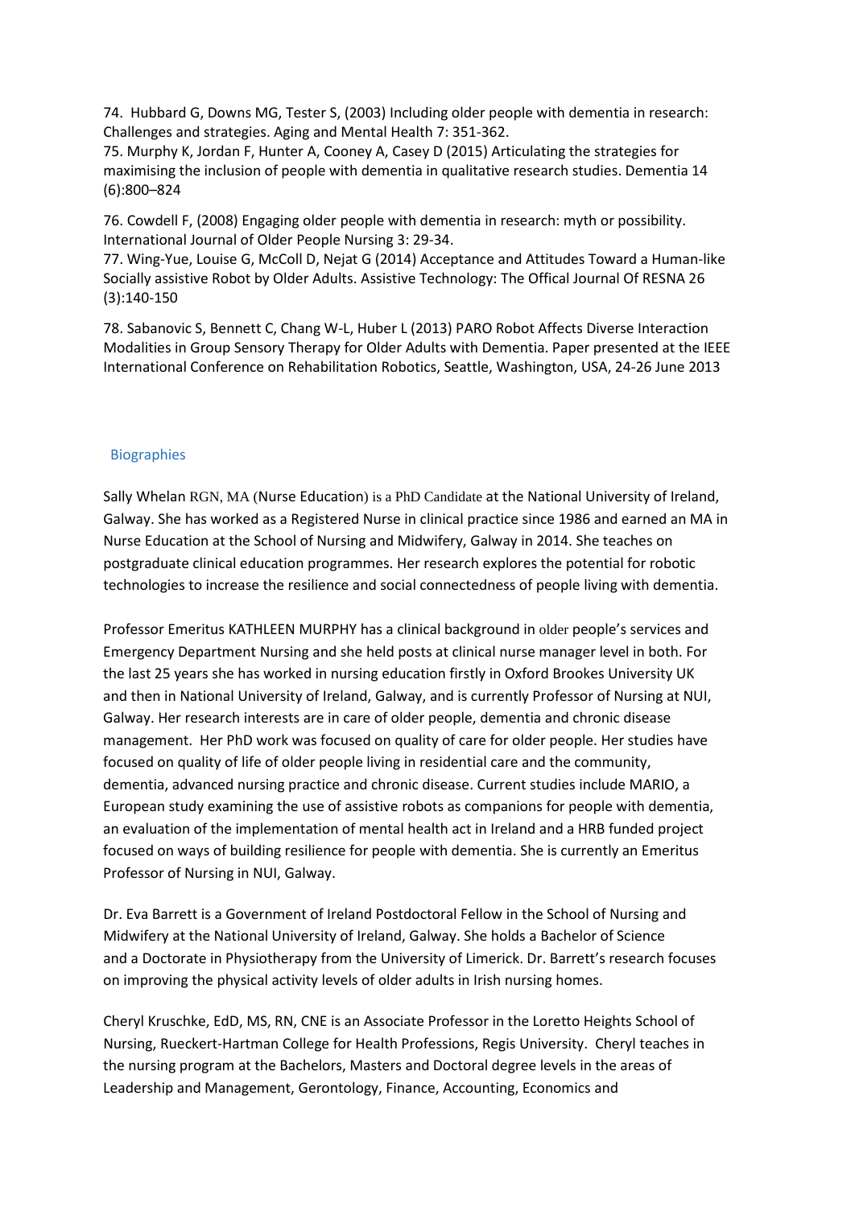74. Hubbard G, Downs MG, Tester S, (2003) Including older people with dementia in research: Challenges and strategies. Aging and Mental Health 7: 351-362.

75. Murphy K, Jordan F, Hunter A, Cooney A, Casey D (2015) Articulating the strategies for maximising the inclusion of people with dementia in qualitative research studies. Dementia 14 (6):800–824

76. Cowdell F, (2008) Engaging older people with dementia in research: myth or possibility. International Journal of Older People Nursing 3: 29-34.

77. Wing-Yue, Louise G, McColl D, Nejat G (2014) Acceptance and Attitudes Toward a Human-like Socially assistive Robot by Older Adults. Assistive Technology: The Offical Journal Of RESNA 26 (3):140-150

78. Sabanovic S, Bennett C, Chang W-L, Huber L (2013) PARO Robot Affects Diverse Interaction Modalities in Group Sensory Therapy for Older Adults with Dementia. Paper presented at the IEEE International Conference on Rehabilitation Robotics, Seattle, Washington, USA, 24-26 June 2013

## Biographies

Sally Whelan RGN, MA (Nurse Education) is a PhD Candidate at the National University of Ireland, Galway. She has worked as a Registered Nurse in clinical practice since 1986 and earned an MA in Nurse Education at the School of Nursing and Midwifery, Galway in 2014. She teaches on postgraduate clinical education programmes. Her research explores the potential for robotic technologies to increase the resilience and social connectedness of people living with dementia.

Professor Emeritus KATHLEEN MURPHY has a clinical background in older people's services and Emergency Department Nursing and she held posts at clinical nurse manager level in both. For the last 25 years she has worked in nursing education firstly in Oxford Brookes University UK and then in National University of Ireland, Galway, and is currently Professor of Nursing at NUI, Galway. Her research interests are in care of older people, dementia and chronic disease management. Her PhD work was focused on quality of care for older people. Her studies have focused on quality of life of older people living in residential care and the community, dementia, advanced nursing practice and chronic disease. Current studies include MARIO, a European study examining the use of assistive robots as companions for people with dementia, an evaluation of the implementation of mental health act in Ireland and a HRB funded project focused on ways of building resilience for people with dementia. She is currently an Emeritus Professor of Nursing in NUI, Galway.

Dr. Eva Barrett is a Government of Ireland Postdoctoral Fellow in the School of Nursing and Midwifery at the National University of Ireland, Galway. She holds a Bachelor of Science and a Doctorate in Physiotherapy from the University of Limerick. Dr. Barrett's research focuses on improving the physical activity levels of older adults in Irish nursing homes.

Cheryl Kruschke, EdD, MS, RN, CNE is an Associate Professor in the Loretto Heights School of Nursing, Rueckert-Hartman College for Health Professions, Regis University. Cheryl teaches in the nursing program at the Bachelors, Masters and Doctoral degree levels in the areas of Leadership and Management, Gerontology, Finance, Accounting, Economics and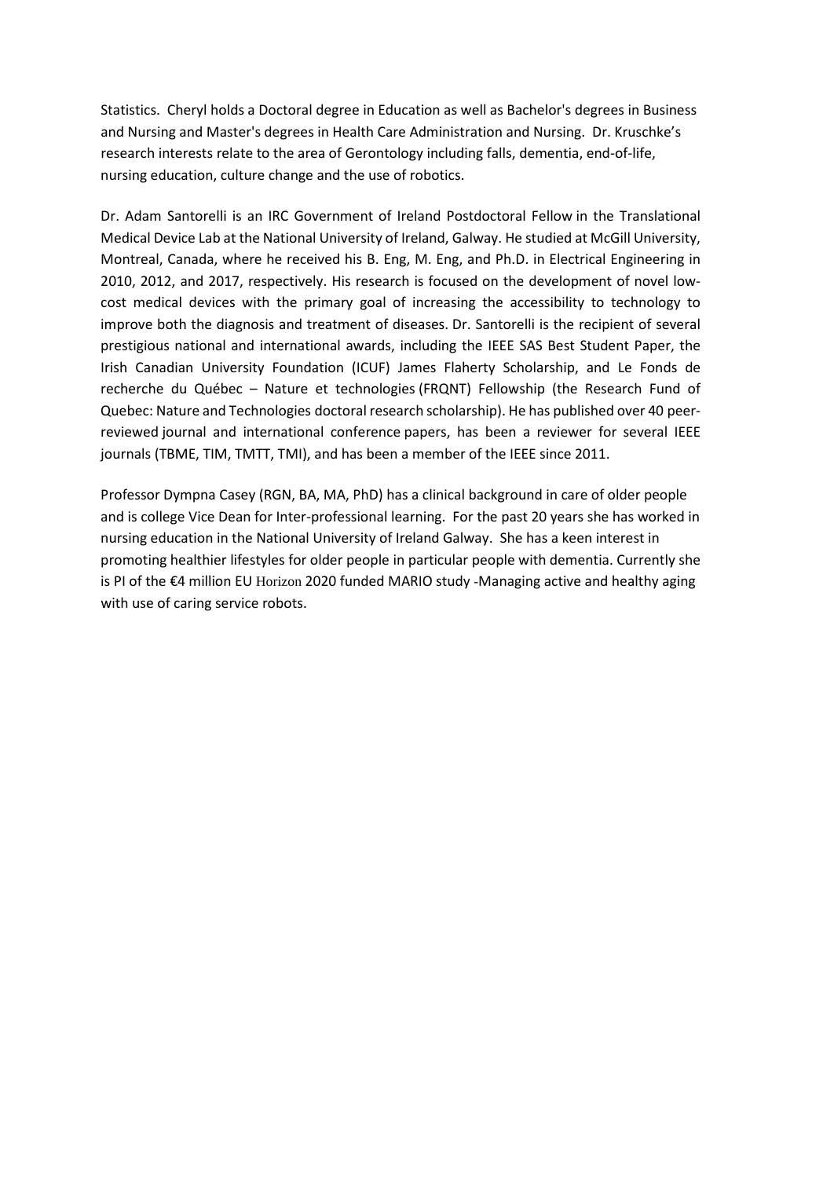Statistics. Cheryl holds a Doctoral degree in Education as well as Bachelor's degrees in Business and Nursing and Master's degrees in Health Care Administration and Nursing. Dr. Kruschke's research interests relate to the area of Gerontology including falls, dementia, end-of-life, nursing education, culture change and the use of robotics.

Dr. Adam Santorelli is an IRC Government of Ireland Postdoctoral Fellow in the Translational Medical Device Lab at the National University of Ireland, Galway. He studied at McGill University, Montreal, Canada, where he received his B. Eng, M. Eng, and Ph.D. in Electrical Engineering in 2010, 2012, and 2017, respectively. His research is focused on the development of novel low-cost medical devices with the primary goal of increasing the accessibility to technology to improve both the diagnosis and treatment of diseases. Dr. Santorelli is the recipient of several prestigious national and international awards, including the IEEE SAS Best Student Paper, the Irish Canadian University Foundation (ICUF) James Flaherty Scholarship, and Le Fonds de recherche du Québec – Nature et technologies (FRQNT) Fellowship (the Research Fund of Quebec: Nature and Technologies doctoral research scholarship). He has published over 40 peer-reviewed journal and international conference papers, has been a reviewer for several IEEE journals (TBME, TIM, TMTT, TMI), and has been a member of the IEEE since 2011.

Professor Dympna Casey (RGN, BA, MA, PhD) has a clinical background in care of older people and is college Vice Dean for Inter-professional learning. For the past 20 years she has worked in nursing education in the National University of Ireland Galway. She has a keen interest in promoting healthier lifestyles for older people in particular people with dementia. Currently she is PI of the €4 million EU Horizon 2020 funded MARIO study -Managing active and healthy aging with use of caring service robots.